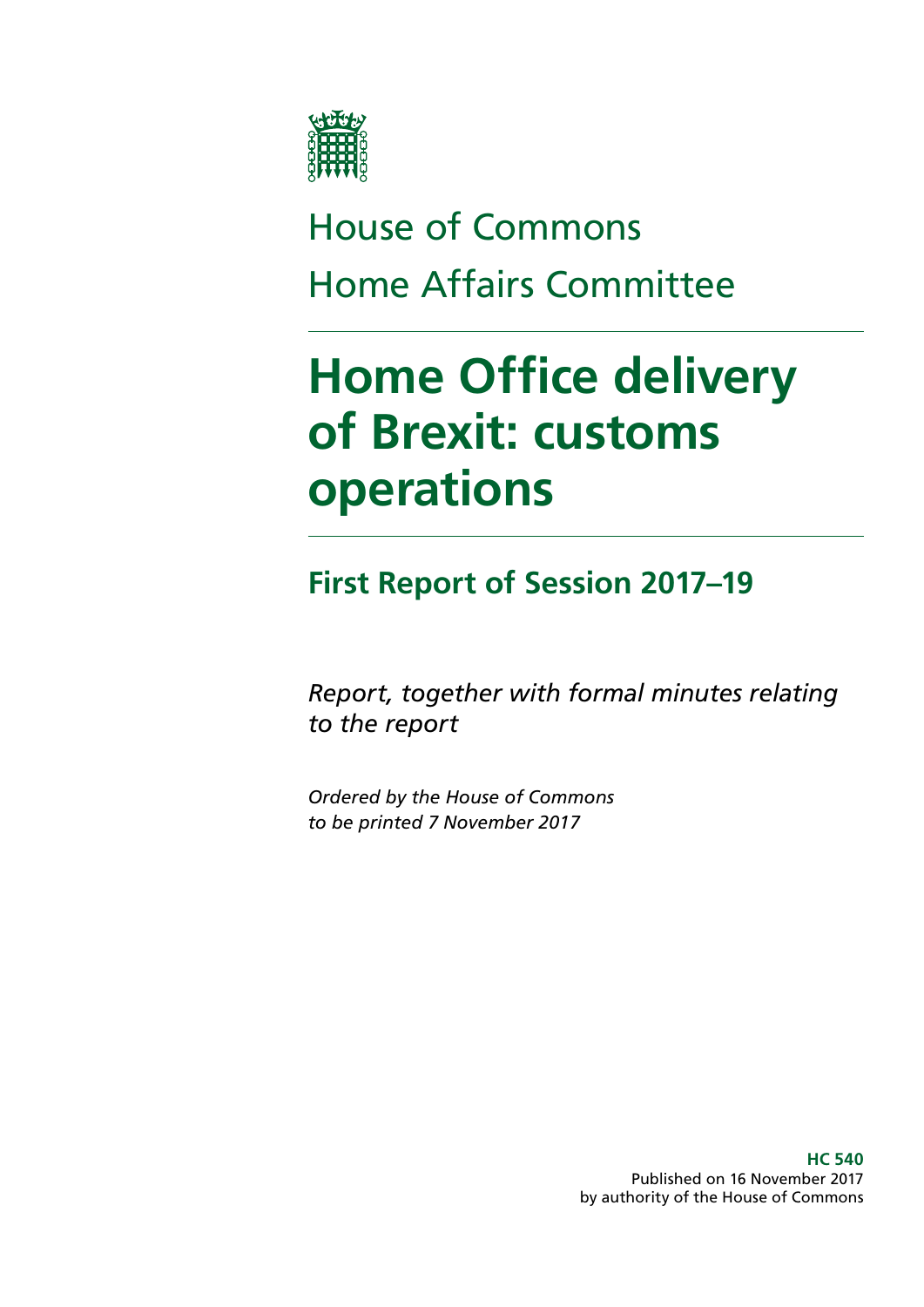House of Commons

Home Affairs Committee

# Home Office delivery of Brexit: customs operations

## First Report of Session 2017–19

*Report, together with formal minutes relating to the report*

*Ordered by the House of Commons to be printed 7 November 2017*

**HC 540**
Published on 16 November 2017
by authority of the House of Commons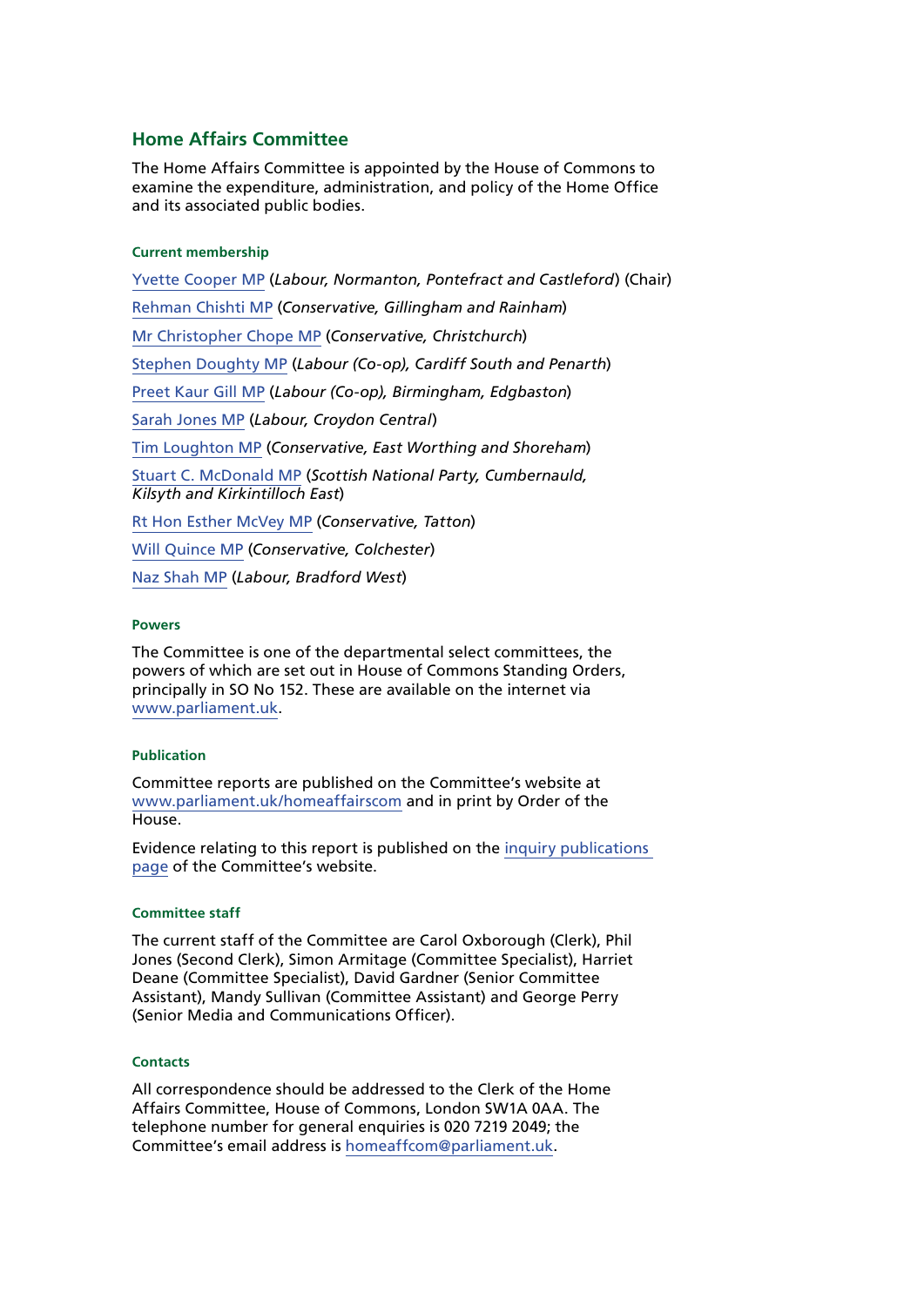## Home Affairs Committee

The Home Affairs Committee is appointed by the House of Commons to examine the expenditure, administration, and policy of the Home Office and its associated public bodies.

#### Current membership

Yvette Cooper MP (*Labour, Normanton, Pontefract and Castleford*) (Chair)

Rehman Chishti MP (*Conservative, Gillingham and Rainham*)

Mr Christopher Chope MP (*Conservative, Christchurch*)

Stephen Doughty MP (*Labour (Co-op), Cardiff South and Penarth*)

Preet Kaur Gill MP (*Labour (Co-op), Birmingham, Edgbaston*)

Sarah Jones MP (*Labour, Croydon Central*)

Tim Loughton MP (*Conservative, East Worthing and Shoreham*)

Stuart C. McDonald MP (*Scottish National Party, Cumbernauld, Kilsyth and Kirkintilloch East*)

Rt Hon Esther McVey MP (*Conservative, Tatton*)

Will Quince MP (*Conservative, Colchester*)

Naz Shah MP (*Labour, Bradford West*)

#### Powers

The Committee is one of the departmental select committees, the powers of which are set out in House of Commons Standing Orders, principally in SO No 152. These are available on the internet via www.parliament.uk.

#### Publication

Committee reports are published on the Committee's website at www.parliament.uk/homeaffairscom and in print by Order of the House.

Evidence relating to this report is published on the inquiry publications page of the Committee's website.

#### Committee staff

The current staff of the Committee are Carol Oxborough (Clerk), Phil Jones (Second Clerk), Simon Armitage (Committee Specialist), Harriet Deane (Committee Specialist), David Gardner (Senior Committee Assistant), Mandy Sullivan (Committee Assistant) and George Perry (Senior Media and Communications Officer).

#### Contacts

All correspondence should be addressed to the Clerk of the Home Affairs Committee, House of Commons, London SW1A 0AA. The telephone number for general enquiries is 020 7219 2049; the Committee's email address is homeaffcom@parliament.uk.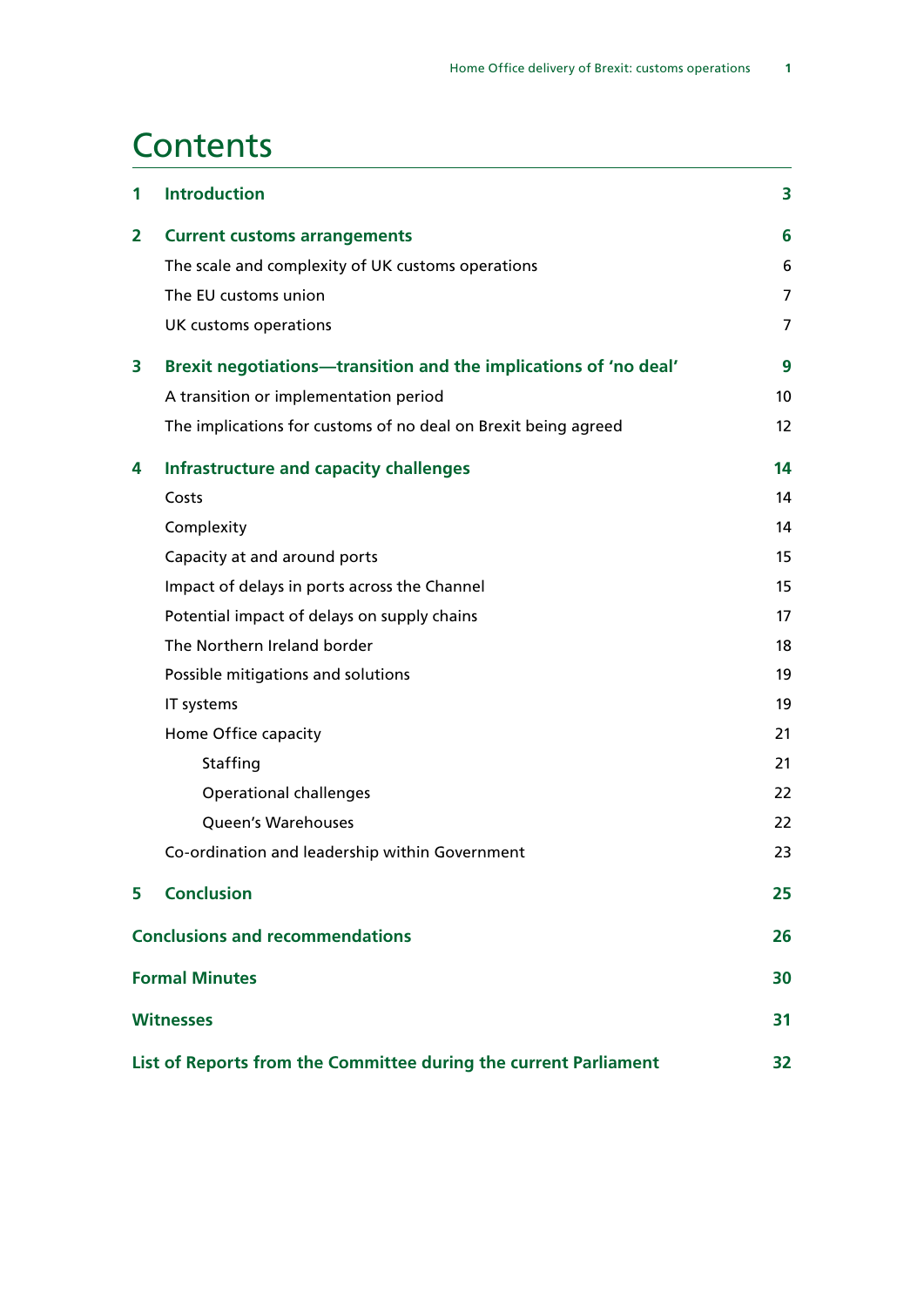# Contents

| | | |
|---|---|---|
| **1** | **Introduction** | **3** |
| **2** | **Current customs arrangements** | **6** |
| | The scale and complexity of UK customs operations | 6 |
| | The EU customs union | 7 |
| | UK customs operations | 7 |
| **3** | **Brexit negotiations—transition and the implications of 'no deal'** | **9** |
| | A transition or implementation period | 10 |
| | The implications for customs of no deal on Brexit being agreed | 12 |
| **4** | **Infrastructure and capacity challenges** | **14** |
| | Costs | 14 |
| | Complexity | 14 |
| | Capacity at and around ports | 15 |
| | Impact of delays in ports across the Channel | 15 |
| | Potential impact of delays on supply chains | 17 |
| | The Northern Ireland border | 18 |
| | Possible mitigations and solutions | 19 |
| | IT systems | 19 |
| | Home Office capacity | 21 |
| | Staffing | 21 |
| | Operational challenges | 22 |
| | Queen's Warehouses | 22 |
| | Co-ordination and leadership within Government | 23 |
| **5** | **Conclusion** | **25** |
| | **Conclusions and recommendations** | **26** |
| | **Formal Minutes** | **30** |
| | **Witnesses** | **31** |
| | **List of Reports from the Committee during the current Parliament** | **32** |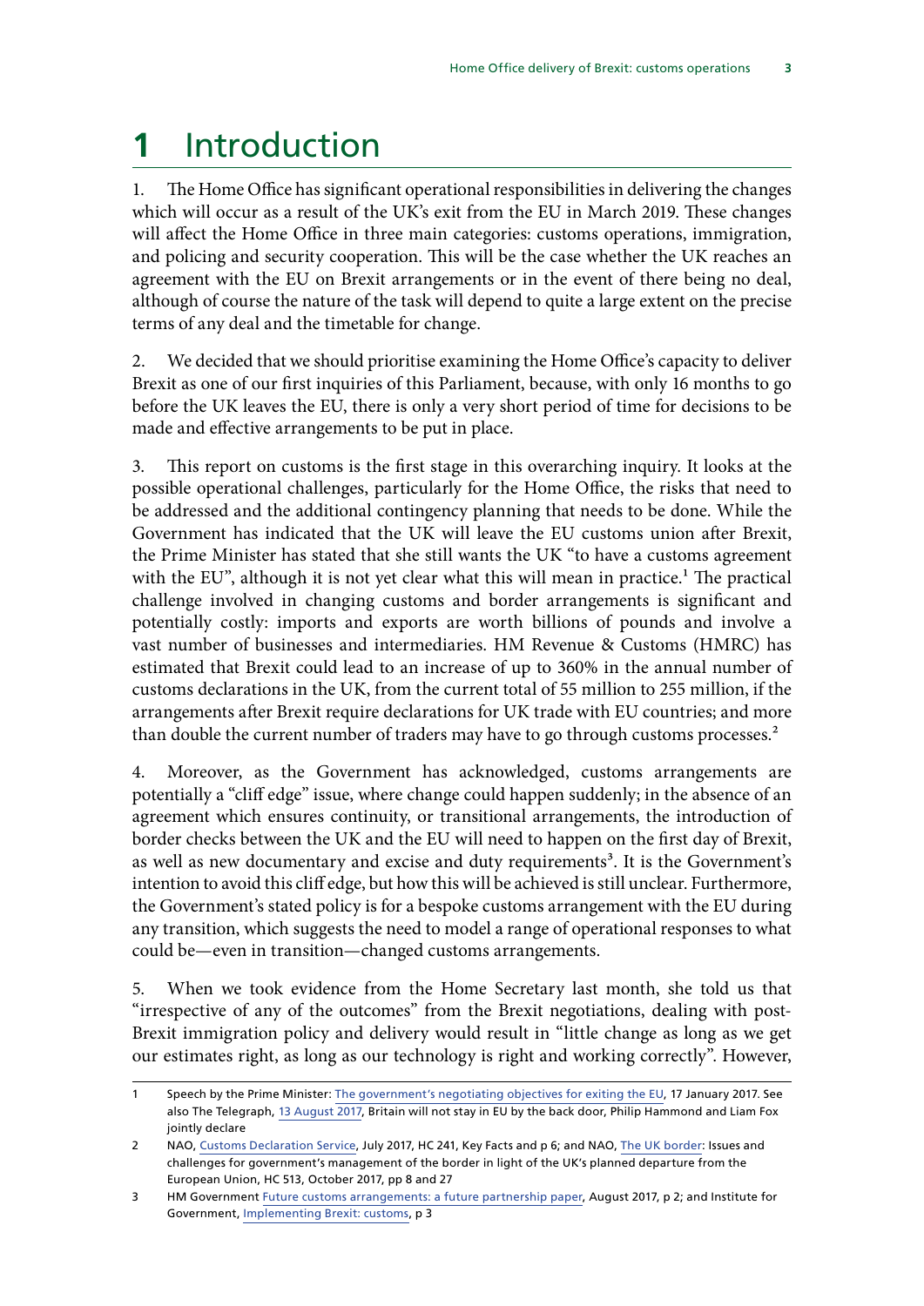# 1 Introduction

1. The Home Office has significant operational responsibilities in delivering the changes which will occur as a result of the UK's exit from the EU in March 2019. These changes will affect the Home Office in three main categories: customs operations, immigration, and policing and security cooperation. This will be the case whether the UK reaches an agreement with the EU on Brexit arrangements or in the event of there being no deal, although of course the nature of the task will depend to quite a large extent on the precise terms of any deal and the timetable for change.

2. We decided that we should prioritise examining the Home Office's capacity to deliver Brexit as one of our first inquiries of this Parliament, because, with only 16 months to go before the UK leaves the EU, there is only a very short period of time for decisions to be made and effective arrangements to be put in place.

3. This report on customs is the first stage in this overarching inquiry. It looks at the possible operational challenges, particularly for the Home Office, the risks that need to be addressed and the additional contingency planning that needs to be done. While the Government has indicated that the UK will leave the EU customs union after Brexit, the Prime Minister has stated that she still wants the UK "to have a customs agreement with the EU", although it is not yet clear what this will mean in practice.[1] The practical challenge involved in changing customs and border arrangements is significant and potentially costly: imports and exports are worth billions of pounds and involve a vast number of businesses and intermediaries. HM Revenue & Customs (HMRC) has estimated that Brexit could lead to an increase of up to 360% in the annual number of customs declarations in the UK, from the current total of 55 million to 255 million, if the arrangements after Brexit require declarations for UK trade with EU countries; and more than double the current number of traders may have to go through customs processes.[2]

4. Moreover, as the Government has acknowledged, customs arrangements are potentially a "cliff edge" issue, where change could happen suddenly; in the absence of an agreement which ensures continuity, or transitional arrangements, the introduction of border checks between the UK and the EU will need to happen on the first day of Brexit, as well as new documentary and excise and duty requirements[3]. It is the Government's intention to avoid this cliff edge, but how this will be achieved is still unclear. Furthermore, the Government's stated policy is for a bespoke customs arrangement with the EU during any transition, which suggests the need to model a range of operational responses to what could be—even in transition—changed customs arrangements.

5. When we took evidence from the Home Secretary last month, she told us that "irrespective of any of the outcomes" from the Brexit negotiations, dealing with post-Brexit immigration policy and delivery would result in "little change as long as we get our estimates right, as long as our technology is right and working correctly". However,

---

1 Speech by the Prime Minister: The government's negotiating objectives for exiting the EU, 17 January 2017. See also The Telegraph, 13 August 2017, Britain will not stay in EU by the back door, Philip Hammond and Liam Fox jointly declare

2 NAO, Customs Declaration Service, July 2017, HC 241, Key Facts and p 6; and NAO, The UK border: Issues and challenges for government's management of the border in light of the UK's planned departure from the European Union, HC 513, October 2017, pp 8 and 27

3 HM Government Future customs arrangements: a future partnership paper, August 2017, p 2; and Institute for Government, Implementing Brexit: customs, p 3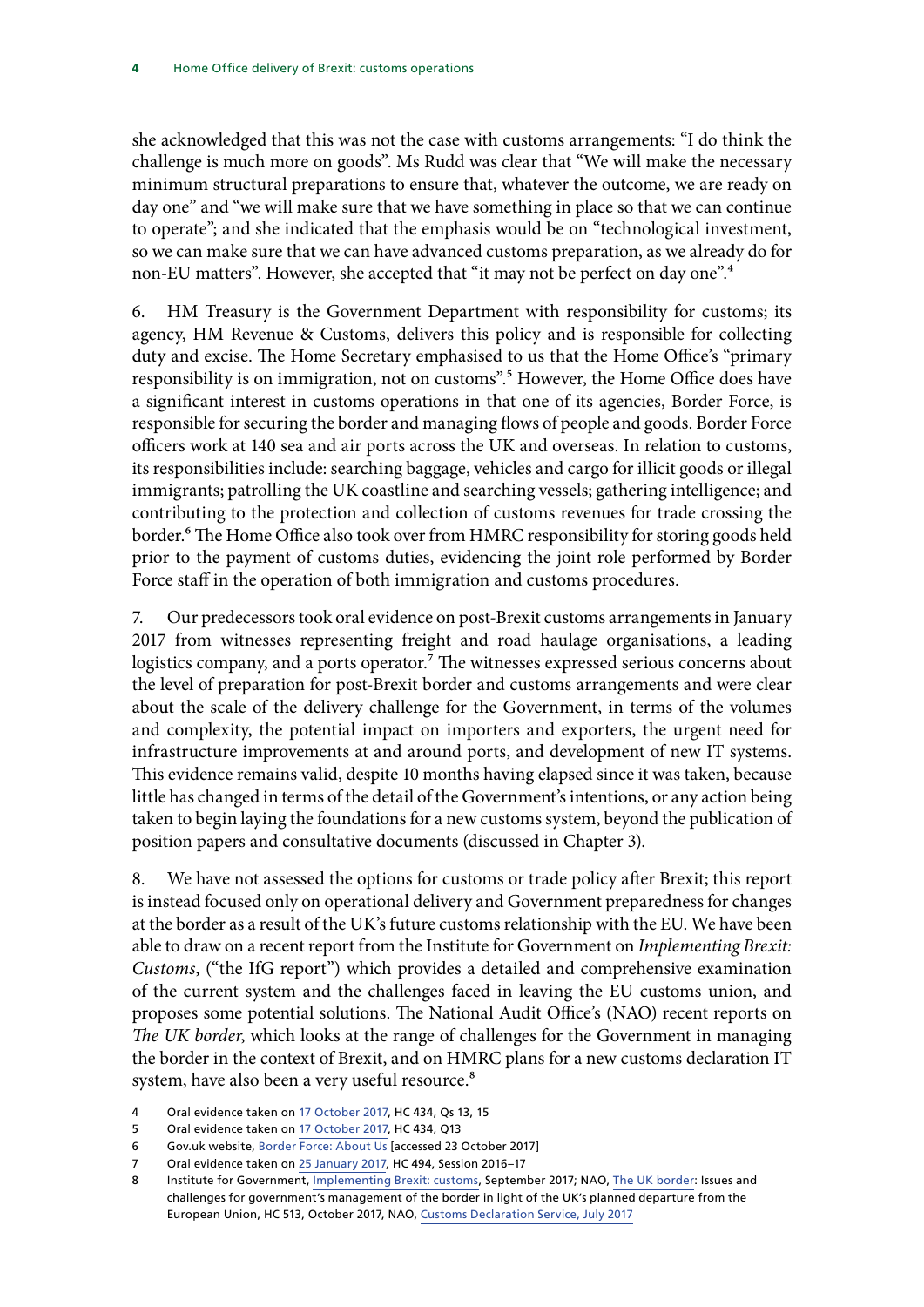she acknowledged that this was not the case with customs arrangements: "I do think the challenge is much more on goods". Ms Rudd was clear that "We will make the necessary minimum structural preparations to ensure that, whatever the outcome, we are ready on day one" and "we will make sure that we have something in place so that we can continue to operate"; and she indicated that the emphasis would be on "technological investment, so we can make sure that we can have advanced customs preparation, as we already do for non-EU matters". However, she accepted that "it may not be perfect on day one".[4]

6. HM Treasury is the Government Department with responsibility for customs; its agency, HM Revenue & Customs, delivers this policy and is responsible for collecting duty and excise. The Home Secretary emphasised to us that the Home Office's "primary responsibility is on immigration, not on customs".[5] However, the Home Office does have a significant interest in customs operations in that one of its agencies, Border Force, is responsible for securing the border and managing flows of people and goods. Border Force officers work at 140 sea and air ports across the UK and overseas. In relation to customs, its responsibilities include: searching baggage, vehicles and cargo for illicit goods or illegal immigrants; patrolling the UK coastline and searching vessels; gathering intelligence; and contributing to the protection and collection of customs revenues for trade crossing the border.[6] The Home Office also took over from HMRC responsibility for storing goods held prior to the payment of customs duties, evidencing the joint role performed by Border Force staff in the operation of both immigration and customs procedures.

7. Our predecessors took oral evidence on post-Brexit customs arrangements in January 2017 from witnesses representing freight and road haulage organisations, a leading logistics company, and a ports operator.[7] The witnesses expressed serious concerns about the level of preparation for post-Brexit border and customs arrangements and were clear about the scale of the delivery challenge for the Government, in terms of the volumes and complexity, the potential impact on importers and exporters, the urgent need for infrastructure improvements at and around ports, and development of new IT systems. This evidence remains valid, despite 10 months having elapsed since it was taken, because little has changed in terms of the detail of the Government's intentions, or any action being taken to begin laying the foundations for a new customs system, beyond the publication of position papers and consultative documents (discussed in Chapter 3).

8. We have not assessed the options for customs or trade policy after Brexit; this report is instead focused only on operational delivery and Government preparedness for changes at the border as a result of the UK's future customs relationship with the EU. We have been able to draw on a recent report from the Institute for Government on *Implementing Brexit: Customs*, ("the IfG report") which provides a detailed and comprehensive examination of the current system and the challenges faced in leaving the EU customs union, and proposes some potential solutions. The National Audit Office's (NAO) recent reports on *The UK border*, which looks at the range of challenges for the Government in managing the border in the context of Brexit, and on HMRC plans for a new customs declaration IT system, have also been a very useful resource.[8]

---

4 Oral evidence taken on 17 October 2017, HC 434, Qs 13, 15

5 Oral evidence taken on 17 October 2017, HC 434, Q13

6 Gov.uk website, Border Force: About Us [accessed 23 October 2017]

7 Oral evidence taken on 25 January 2017, HC 494, Session 2016–17

8 Institute for Government, Implementing Brexit: customs, September 2017; NAO, The UK border: Issues and challenges for government's management of the border in light of the UK's planned departure from the European Union, HC 513, October 2017, NAO, Customs Declaration Service, July 2017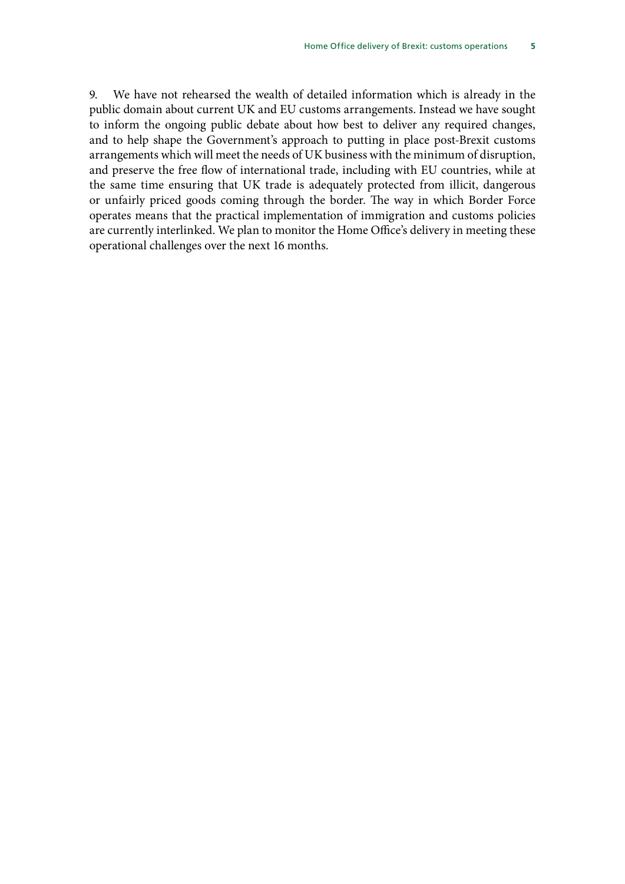9. We have not rehearsed the wealth of detailed information which is already in the public domain about current UK and EU customs arrangements. Instead we have sought to inform the ongoing public debate about how best to deliver any required changes, and to help shape the Government's approach to putting in place post-Brexit customs arrangements which will meet the needs of UK business with the minimum of disruption, and preserve the free flow of international trade, including with EU countries, while at the same time ensuring that UK trade is adequately protected from illicit, dangerous or unfairly priced goods coming through the border. The way in which Border Force operates means that the practical implementation of immigration and customs policies are currently interlinked. We plan to monitor the Home Office's delivery in meeting these operational challenges over the next 16 months.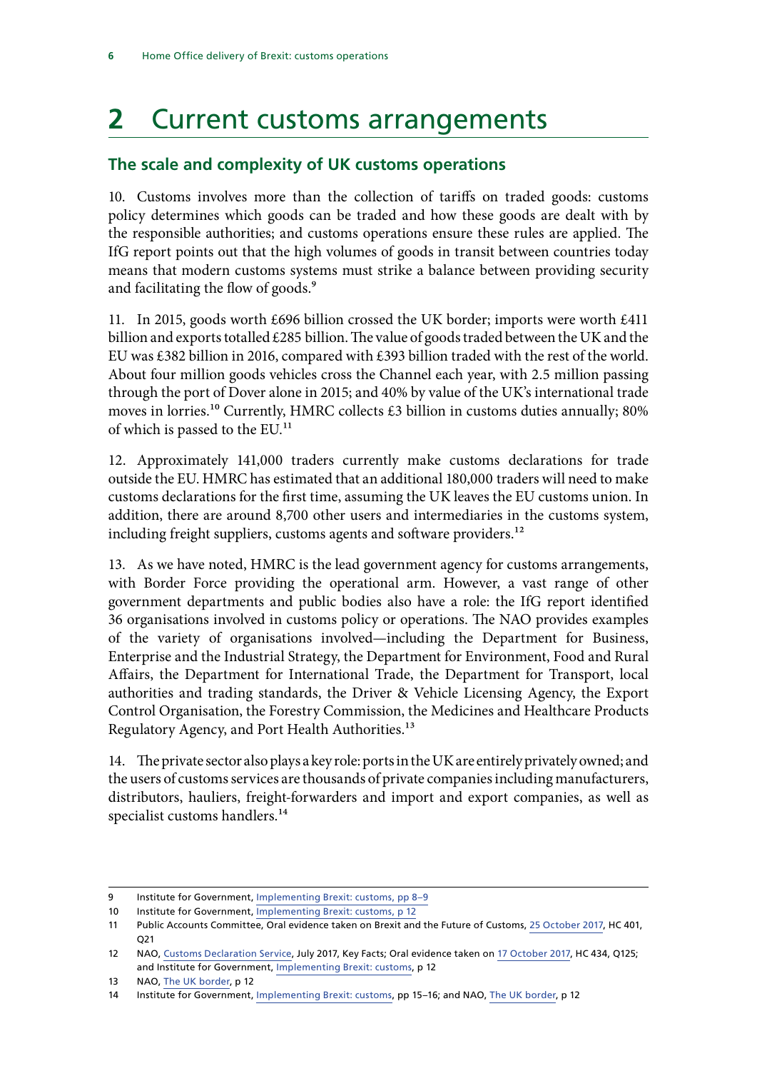# 2 Current customs arrangements

## The scale and complexity of UK customs operations

10. Customs involves more than the collection of tariffs on traded goods: customs policy determines which goods can be traded and how these goods are dealt with by the responsible authorities; and customs operations ensure these rules are applied. The IfG report points out that the high volumes of goods in transit between countries today means that modern customs systems must strike a balance between providing security and facilitating the flow of goods.[9]

11. In 2015, goods worth £696 billion crossed the UK border; imports were worth £411 billion and exports totalled £285 billion. The value of goods traded between the UK and the EU was £382 billion in 2016, compared with £393 billion traded with the rest of the world. About four million goods vehicles cross the Channel each year, with 2.5 million passing through the port of Dover alone in 2015; and 40% by value of the UK's international trade moves in lorries.[10] Currently, HMRC collects £3 billion in customs duties annually; 80% of which is passed to the EU.[11]

12. Approximately 141,000 traders currently make customs declarations for trade outside the EU. HMRC has estimated that an additional 180,000 traders will need to make customs declarations for the first time, assuming the UK leaves the EU customs union. In addition, there are around 8,700 other users and intermediaries in the customs system, including freight suppliers, customs agents and software providers.[12]

13. As we have noted, HMRC is the lead government agency for customs arrangements, with Border Force providing the operational arm. However, a vast range of other government departments and public bodies also have a role: the IfG report identified 36 organisations involved in customs policy or operations. The NAO provides examples of the variety of organisations involved—including the Department for Business, Enterprise and the Industrial Strategy, the Department for Environment, Food and Rural Affairs, the Department for International Trade, the Department for Transport, local authorities and trading standards, the Driver & Vehicle Licensing Agency, the Export Control Organisation, the Forestry Commission, the Medicines and Healthcare Products Regulatory Agency, and Port Health Authorities.[13]

14. The private sector also plays a key role: ports in the UK are entirely privately owned; and the users of customs services are thousands of private companies including manufacturers, distributors, hauliers, freight-forwarders and import and export companies, as well as specialist customs handlers.[14]

9 Institute for Government, Implementing Brexit: customs, pp 8–9
10 Institute for Government, Implementing Brexit: customs, p 12
11 Public Accounts Committee, Oral evidence taken on Brexit and the Future of Customs, 25 October 2017, HC 401, Q21
12 NAO, Customs Declaration Service, July 2017, Key Facts; Oral evidence taken on 17 October 2017, HC 434, Q125; and Institute for Government, Implementing Brexit: customs, p 12
13 NAO, The UK border, p 12
14 Institute for Government, Implementing Brexit: customs, pp 15–16; and NAO, The UK border, p 12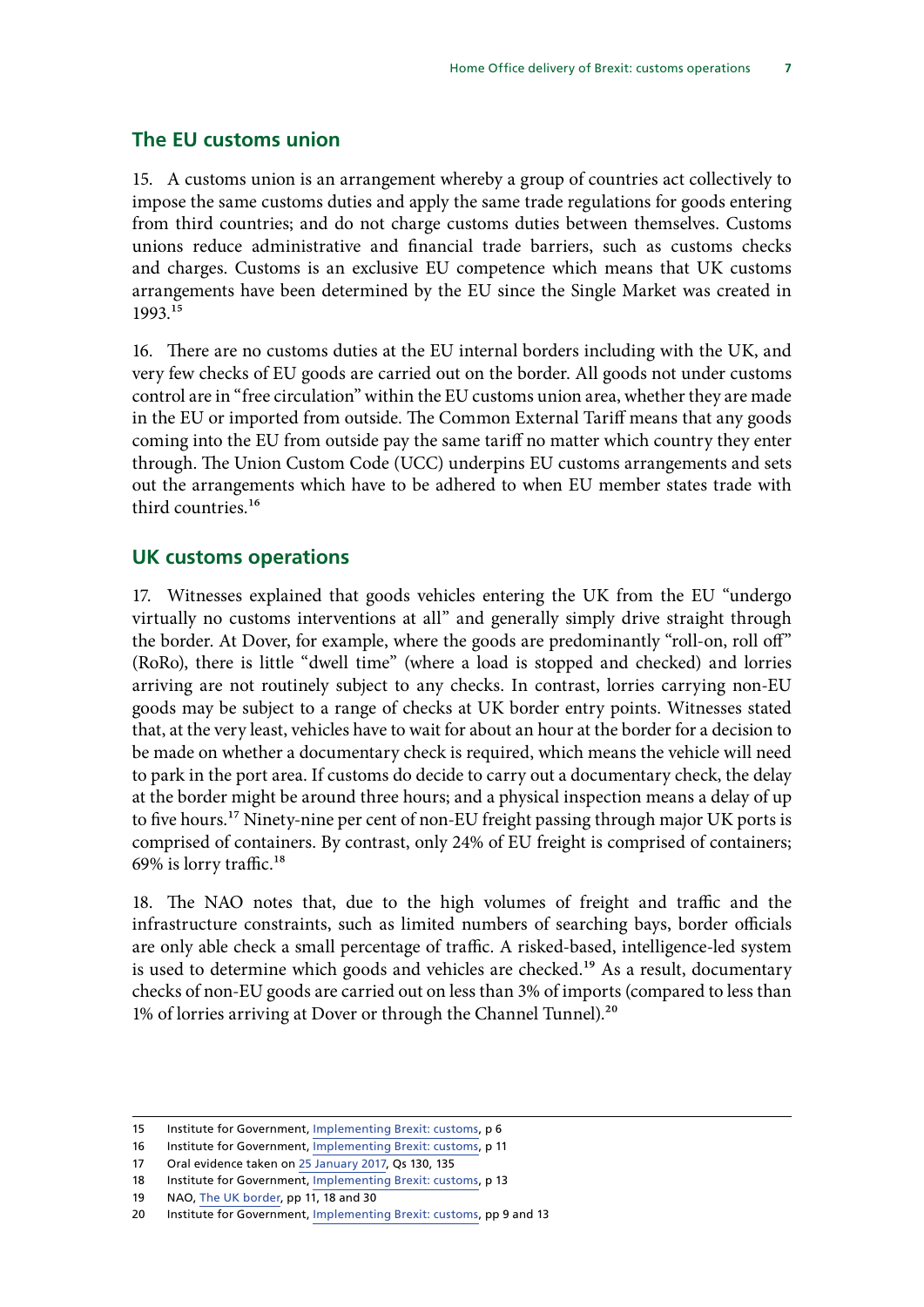## The EU customs union

15. A customs union is an arrangement whereby a group of countries act collectively to impose the same customs duties and apply the same trade regulations for goods entering from third countries; and do not charge customs duties between themselves. Customs unions reduce administrative and financial trade barriers, such as customs checks and charges. Customs is an exclusive EU competence which means that UK customs arrangements have been determined by the EU since the Single Market was created in 1993.[15]

16. There are no customs duties at the EU internal borders including with the UK, and very few checks of EU goods are carried out on the border. All goods not under customs control are in "free circulation" within the EU customs union area, whether they are made in the EU or imported from outside. The Common External Tariff means that any goods coming into the EU from outside pay the same tariff no matter which country they enter through. The Union Custom Code (UCC) underpins EU customs arrangements and sets out the arrangements which have to be adhered to when EU member states trade with third countries.[16]

## UK customs operations

17. Witnesses explained that goods vehicles entering the UK from the EU "undergo virtually no customs interventions at all" and generally simply drive straight through the border. At Dover, for example, where the goods are predominantly "roll-on, roll off" (RoRo), there is little "dwell time" (where a load is stopped and checked) and lorries arriving are not routinely subject to any checks. In contrast, lorries carrying non-EU goods may be subject to a range of checks at UK border entry points. Witnesses stated that, at the very least, vehicles have to wait for about an hour at the border for a decision to be made on whether a documentary check is required, which means the vehicle will need to park in the port area. If customs do decide to carry out a documentary check, the delay at the border might be around three hours; and a physical inspection means a delay of up to five hours.[17] Ninety-nine per cent of non-EU freight passing through major UK ports is comprised of containers. By contrast, only 24% of EU freight is comprised of containers; 69% is lorry traffic.[18]

18. The NAO notes that, due to the high volumes of freight and traffic and the infrastructure constraints, such as limited numbers of searching bays, border officials are only able check a small percentage of traffic. A risked-based, intelligence-led system is used to determine which goods and vehicles are checked.[19] As a result, documentary checks of non-EU goods are carried out on less than 3% of imports (compared to less than 1% of lorries arriving at Dover or through the Channel Tunnel).[20]

15 Institute for Government, Implementing Brexit: customs, p 6
16 Institute for Government, Implementing Brexit: customs, p 11
17 Oral evidence taken on 25 January 2017, Qs 130, 135
18 Institute for Government, Implementing Brexit: customs, p 13
19 NAO, The UK border, pp 11, 18 and 30
20 Institute for Government, Implementing Brexit: customs, pp 9 and 13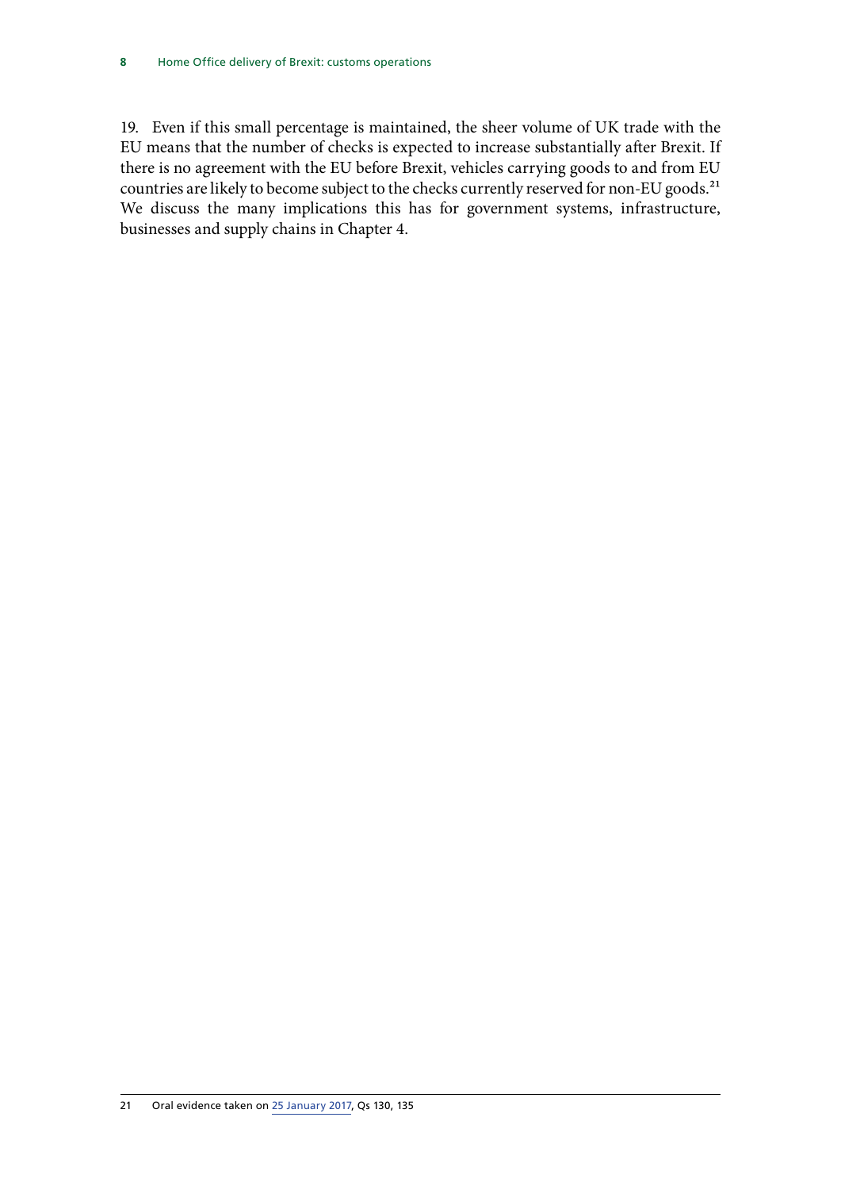19. Even if this small percentage is maintained, the sheer volume of UK trade with the EU means that the number of checks is expected to increase substantially after Brexit. If there is no agreement with the EU before Brexit, vehicles carrying goods to and from EU countries are likely to become subject to the checks currently reserved for non-EU goods.[21] We discuss the many implications this has for government systems, infrastructure, businesses and supply chains in Chapter 4.

21 Oral evidence taken on 25 January 2017, Qs 130, 135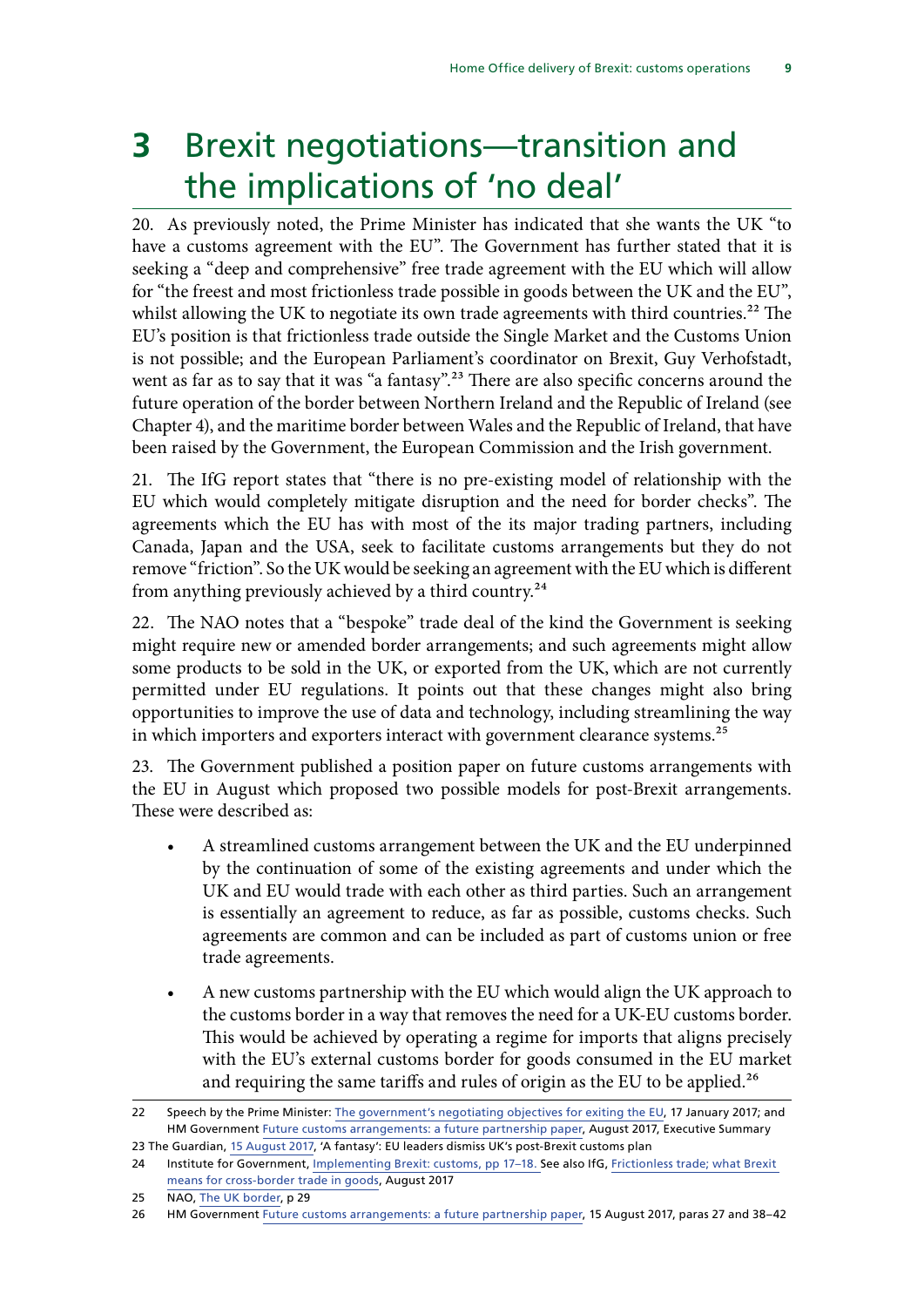# 3 Brexit negotiations—transition and the implications of 'no deal'

20. As previously noted, the Prime Minister has indicated that she wants the UK "to have a customs agreement with the EU". The Government has further stated that it is seeking a "deep and comprehensive" free trade agreement with the EU which will allow for "the freest and most frictionless trade possible in goods between the UK and the EU", whilst allowing the UK to negotiate its own trade agreements with third countries.[22] The EU's position is that frictionless trade outside the Single Market and the Customs Union is not possible; and the European Parliament's coordinator on Brexit, Guy Verhofstadt, went as far as to say that it was "a fantasy".[23] There are also specific concerns around the future operation of the border between Northern Ireland and the Republic of Ireland (see Chapter 4), and the maritime border between Wales and the Republic of Ireland, that have been raised by the Government, the European Commission and the Irish government.

21. The IfG report states that "there is no pre-existing model of relationship with the EU which would completely mitigate disruption and the need for border checks". The agreements which the EU has with most of the its major trading partners, including Canada, Japan and the USA, seek to facilitate customs arrangements but they do not remove "friction". So the UK would be seeking an agreement with the EU which is different from anything previously achieved by a third country.[24]

22. The NAO notes that a "bespoke" trade deal of the kind the Government is seeking might require new or amended border arrangements; and such agreements might allow some products to be sold in the UK, or exported from the UK, which are not currently permitted under EU regulations. It points out that these changes might also bring opportunities to improve the use of data and technology, including streamlining the way in which importers and exporters interact with government clearance systems.[25]

23. The Government published a position paper on future customs arrangements with the EU in August which proposed two possible models for post-Brexit arrangements. These were described as:

- A streamlined customs arrangement between the UK and the EU underpinned by the continuation of some of the existing agreements and under which the UK and EU would trade with each other as third parties. Such an arrangement is essentially an agreement to reduce, as far as possible, customs checks. Such agreements are common and can be included as part of customs union or free trade agreements.
- A new customs partnership with the EU which would align the UK approach to the customs border in a way that removes the need for a UK-EU customs border. This would be achieved by operating a regime for imports that aligns precisely with the EU's external customs border for goods consumed in the EU market and requiring the same tariffs and rules of origin as the EU to be applied.[26]

---

22 Speech by the Prime Minister: The government's negotiating objectives for exiting the EU, 17 January 2017; and HM Government Future customs arrangements: a future partnership paper, August 2017, Executive Summary

23 The Guardian, 15 August 2017, 'A fantasy': EU leaders dismiss UK's post-Brexit customs plan

24 Institute for Government, Implementing Brexit: customs, pp 17–18. See also IfG, Frictionless trade; what Brexit means for cross-border trade in goods, August 2017

25 NAO, The UK border, p 29

26 HM Government Future customs arrangements: a future partnership paper, 15 August 2017, paras 27 and 38–42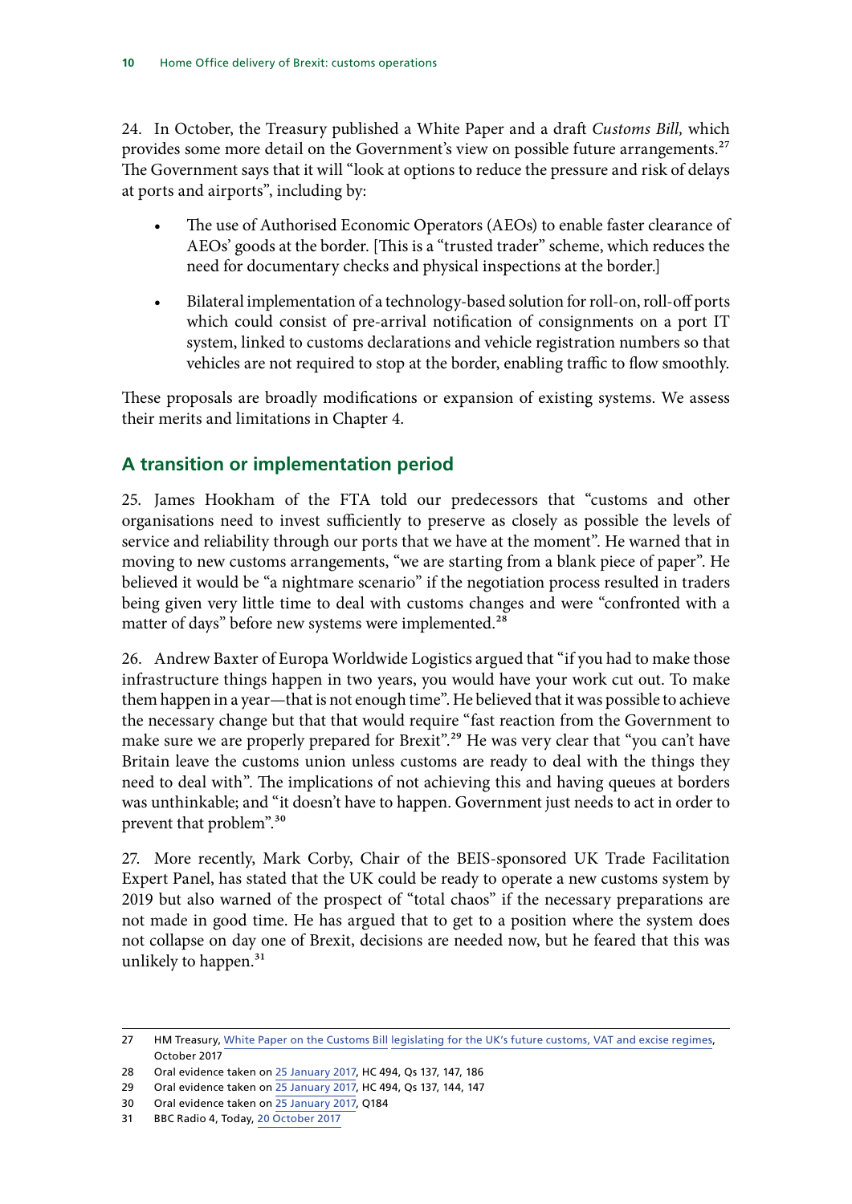24. In October, the Treasury published a White Paper and a draft *Customs Bill*, which provides some more detail on the Government's view on possible future arrangements.[27] The Government says that it will "look at options to reduce the pressure and risk of delays at ports and airports", including by:

- The use of Authorised Economic Operators (AEOs) to enable faster clearance of AEOs' goods at the border. [This is a "trusted trader" scheme, which reduces the need for documentary checks and physical inspections at the border.]
- Bilateral implementation of a technology-based solution for roll-on, roll-off ports which could consist of pre-arrival notification of consignments on a port IT system, linked to customs declarations and vehicle registration numbers so that vehicles are not required to stop at the border, enabling traffic to flow smoothly.

These proposals are broadly modifications or expansion of existing systems. We assess their merits and limitations in Chapter 4.

## A transition or implementation period

25. James Hookham of the FTA told our predecessors that "customs and other organisations need to invest sufficiently to preserve as closely as possible the levels of service and reliability through our ports that we have at the moment". He warned that in moving to new customs arrangements, "we are starting from a blank piece of paper". He believed it would be "a nightmare scenario" if the negotiation process resulted in traders being given very little time to deal with customs changes and were "confronted with a matter of days" before new systems were implemented.[28]

26. Andrew Baxter of Europa Worldwide Logistics argued that "if you had to make those infrastructure things happen in two years, you would have your work cut out. To make them happen in a year—that is not enough time". He believed that it was possible to achieve the necessary change but that that would require "fast reaction from the Government to make sure we are properly prepared for Brexit".[29] He was very clear that "you can't have Britain leave the customs union unless customs are ready to deal with the things they need to deal with". The implications of not achieving this and having queues at borders was unthinkable; and "it doesn't have to happen. Government just needs to act in order to prevent that problem".[30]

27. More recently, Mark Corby, Chair of the BEIS-sponsored UK Trade Facilitation Expert Panel, has stated that the UK could be ready to operate a new customs system by 2019 but also warned of the prospect of "total chaos" if the necessary preparations are not made in good time. He has argued that to get to a position where the system does not collapse on day one of Brexit, decisions are needed now, but he feared that this was unlikely to happen.[31]

---

27 HM Treasury, White Paper on the Customs Bill legislating for the UK's future customs, VAT and excise regimes, October 2017

28 Oral evidence taken on 25 January 2017, HC 494, Qs 137, 147, 186

29 Oral evidence taken on 25 January 2017, HC 494, Qs 137, 144, 147

30 Oral evidence taken on 25 January 2017, Q184

31 BBC Radio 4, Today, 20 October 2017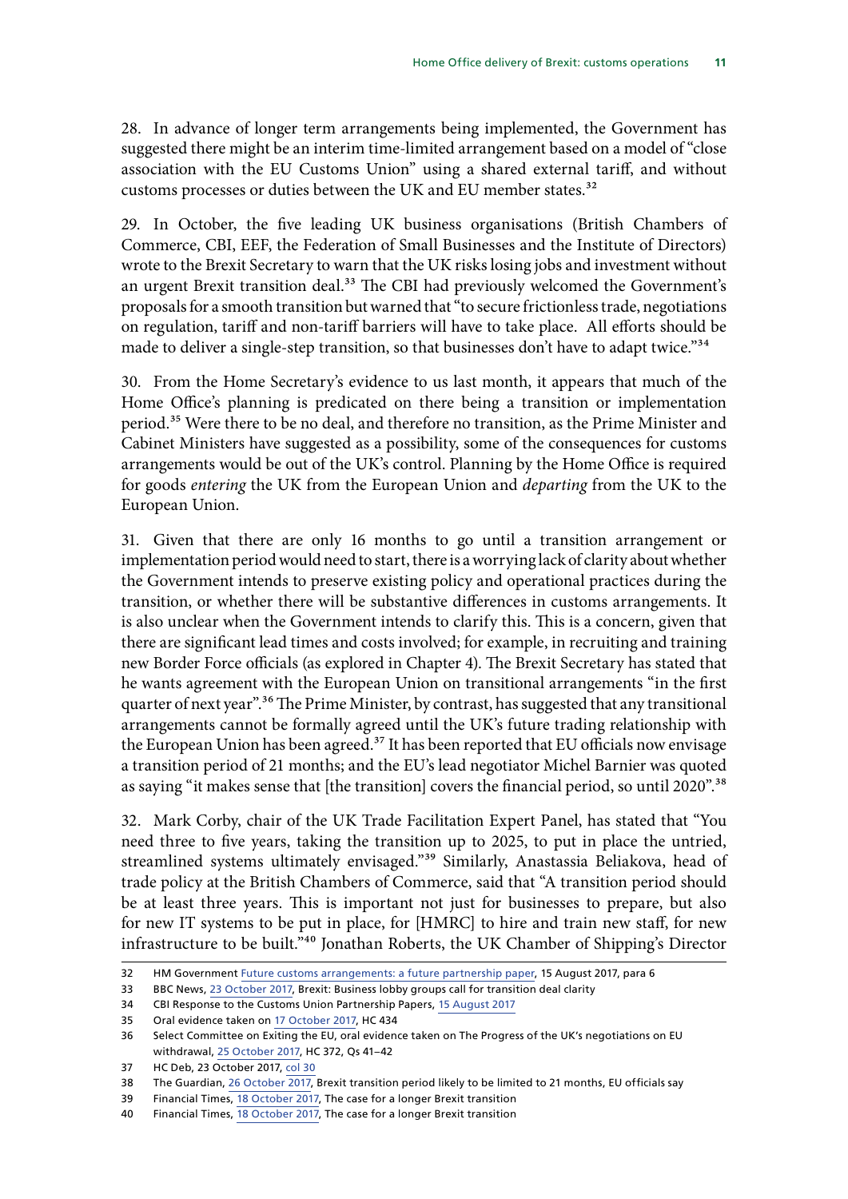28. In advance of longer term arrangements being implemented, the Government has suggested there might be an interim time-limited arrangement based on a model of "close association with the EU Customs Union" using a shared external tariff, and without customs processes or duties between the UK and EU member states.[32]

29. In October, the five leading UK business organisations (British Chambers of Commerce, CBI, EEF, the Federation of Small Businesses and the Institute of Directors) wrote to the Brexit Secretary to warn that the UK risks losing jobs and investment without an urgent Brexit transition deal.[33] The CBI had previously welcomed the Government's proposals for a smooth transition but warned that "to secure frictionless trade, negotiations on regulation, tariff and non-tariff barriers will have to take place. All efforts should be made to deliver a single-step transition, so that businesses don't have to adapt twice."[34]

30. From the Home Secretary's evidence to us last month, it appears that much of the Home Office's planning is predicated on there being a transition or implementation period.[35] Were there to be no deal, and therefore no transition, as the Prime Minister and Cabinet Ministers have suggested as a possibility, some of the consequences for customs arrangements would be out of the UK's control. Planning by the Home Office is required for goods *entering* the UK from the European Union and *departing* from the UK to the European Union.

31. Given that there are only 16 months to go until a transition arrangement or implementation period would need to start, there is a worrying lack of clarity about whether the Government intends to preserve existing policy and operational practices during the transition, or whether there will be substantive differences in customs arrangements. It is also unclear when the Government intends to clarify this. This is a concern, given that there are significant lead times and costs involved; for example, in recruiting and training new Border Force officials (as explored in Chapter 4). The Brexit Secretary has stated that he wants agreement with the European Union on transitional arrangements "in the first quarter of next year".[36] The Prime Minister, by contrast, has suggested that any transitional arrangements cannot be formally agreed until the UK's future trading relationship with the European Union has been agreed.[37] It has been reported that EU officials now envisage a transition period of 21 months; and the EU's lead negotiator Michel Barnier was quoted as saying "it makes sense that [the transition] covers the financial period, so until 2020".[38]

32. Mark Corby, chair of the UK Trade Facilitation Expert Panel, has stated that "You need three to five years, taking the transition up to 2025, to put in place the untried, streamlined systems ultimately envisaged."[39] Similarly, Anastassia Beliakova, head of trade policy at the British Chambers of Commerce, said that "A transition period should be at least three years. This is important not just for businesses to prepare, but also for new IT systems to be put in place, for [HMRC] to hire and train new staff, for new infrastructure to be built."[40] Jonathan Roberts, the UK Chamber of Shipping's Director

---

32 HM Government Future customs arrangements: a future partnership paper, 15 August 2017, para 6

33 BBC News, 23 October 2017, Brexit: Business lobby groups call for transition deal clarity

34 CBI Response to the Customs Union Partnership Papers, 15 August 2017

35 Oral evidence taken on 17 October 2017, HC 434

36 Select Committee on Exiting the EU, oral evidence taken on The Progress of the UK's negotiations on EU withdrawal, 25 October 2017, HC 372, Qs 41–42

37 HC Deb, 23 October 2017, col 30

38 The Guardian, 26 October 2017, Brexit transition period likely to be limited to 21 months, EU officials say

39 Financial Times, 18 October 2017, The case for a longer Brexit transition

40 Financial Times, 18 October 2017, The case for a longer Brexit transition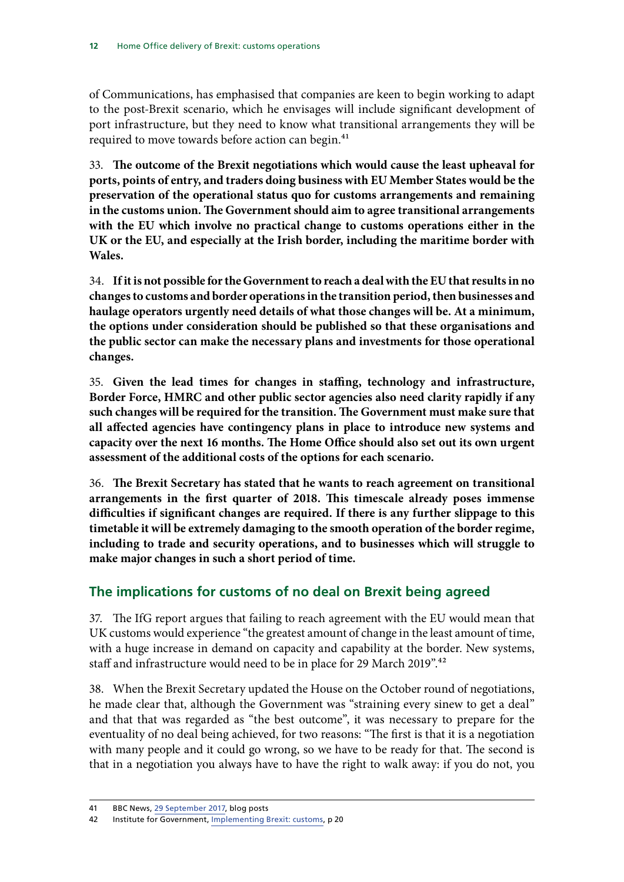of Communications, has emphasised that companies are keen to begin working to adapt to the post-Brexit scenario, which he envisages will include significant development of port infrastructure, but they need to know what transitional arrangements they will be required to move towards before action can begin.[41]

33. **The outcome of the Brexit negotiations which would cause the least upheaval for ports, points of entry, and traders doing business with EU Member States would be the preservation of the operational status quo for customs arrangements and remaining in the customs union. The Government should aim to agree transitional arrangements with the EU which involve no practical change to customs operations either in the UK or the EU, and especially at the Irish border, including the maritime border with Wales.**

34. **If it is not possible for the Government to reach a deal with the EU that results in no changes to customs and border operations in the transition period, then businesses and haulage operators urgently need details of what those changes will be. At a minimum, the options under consideration should be published so that these organisations and the public sector can make the necessary plans and investments for those operational changes.**

35. **Given the lead times for changes in staffing, technology and infrastructure, Border Force, HMRC and other public sector agencies also need clarity rapidly if any such changes will be required for the transition. The Government must make sure that all affected agencies have contingency plans in place to introduce new systems and capacity over the next 16 months. The Home Office should also set out its own urgent assessment of the additional costs of the options for each scenario.**

36. **The Brexit Secretary has stated that he wants to reach agreement on transitional arrangements in the first quarter of 2018. This timescale already poses immense difficulties if significant changes are required. If there is any further slippage to this timetable it will be extremely damaging to the smooth operation of the border regime, including to trade and security operations, and to businesses which will struggle to make major changes in such a short period of time.**

## The implications for customs of no deal on Brexit being agreed

37. The IfG report argues that failing to reach agreement with the EU would mean that UK customs would experience "the greatest amount of change in the least amount of time, with a huge increase in demand on capacity and capability at the border. New systems, staff and infrastructure would need to be in place for 29 March 2019".[42]

38. When the Brexit Secretary updated the House on the October round of negotiations, he made clear that, although the Government was "straining every sinew to get a deal" and that that was regarded as "the best outcome", it was necessary to prepare for the eventuality of no deal being achieved, for two reasons: "The first is that it is a negotiation with many people and it could go wrong, so we have to be ready for that. The second is that in a negotiation you always have to have the right to walk away: if you do not, you

41 BBC News, 29 September 2017, blog posts

42 Institute for Government, Implementing Brexit: customs, p 20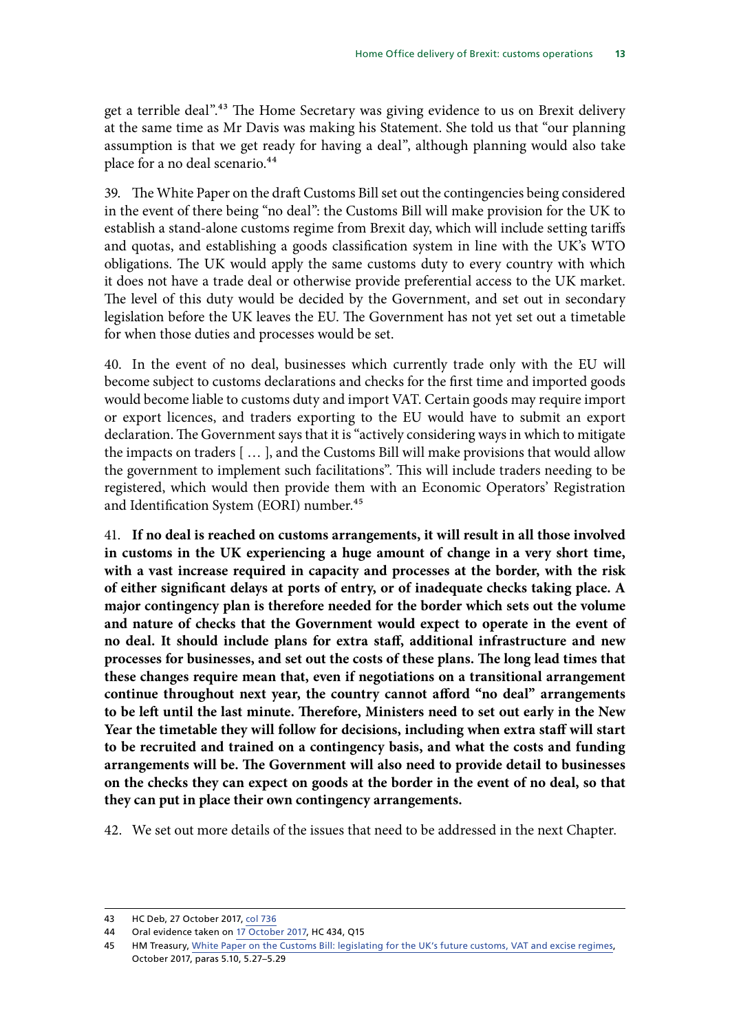get a terrible deal".[43] The Home Secretary was giving evidence to us on Brexit delivery at the same time as Mr Davis was making his Statement. She told us that "our planning assumption is that we get ready for having a deal", although planning would also take place for a no deal scenario.[44]

39. The White Paper on the draft Customs Bill set out the contingencies being considered in the event of there being "no deal": the Customs Bill will make provision for the UK to establish a stand-alone customs regime from Brexit day, which will include setting tariffs and quotas, and establishing a goods classification system in line with the UK's WTO obligations. The UK would apply the same customs duty to every country with which it does not have a trade deal or otherwise provide preferential access to the UK market. The level of this duty would be decided by the Government, and set out in secondary legislation before the UK leaves the EU. The Government has not yet set out a timetable for when those duties and processes would be set.

40. In the event of no deal, businesses which currently trade only with the EU will become subject to customs declarations and checks for the first time and imported goods would become liable to customs duty and import VAT. Certain goods may require import or export licences, and traders exporting to the EU would have to submit an export declaration. The Government says that it is "actively considering ways in which to mitigate the impacts on traders [ … ], and the Customs Bill will make provisions that would allow the government to implement such facilitations". This will include traders needing to be registered, which would then provide them with an Economic Operators' Registration and Identification System (EORI) number.[45]

41. **If no deal is reached on customs arrangements, it will result in all those involved in customs in the UK experiencing a huge amount of change in a very short time, with a vast increase required in capacity and processes at the border, with the risk of either significant delays at ports of entry, or of inadequate checks taking place. A major contingency plan is therefore needed for the border which sets out the volume and nature of checks that the Government would expect to operate in the event of no deal. It should include plans for extra staff, additional infrastructure and new processes for businesses, and set out the costs of these plans. The long lead times that these changes require mean that, even if negotiations on a transitional arrangement continue throughout next year, the country cannot afford "no deal" arrangements to be left until the last minute. Therefore, Ministers need to set out early in the New Year the timetable they will follow for decisions, including when extra staff will start to be recruited and trained on a contingency basis, and what the costs and funding arrangements will be. The Government will also need to provide detail to businesses on the checks they can expect on goods at the border in the event of no deal, so that they can put in place their own contingency arrangements.**

42. We set out more details of the issues that need to be addressed in the next Chapter.

---

43 HC Deb, 27 October 2017, col 736

44 Oral evidence taken on 17 October 2017, HC 434, Q15

45 HM Treasury, White Paper on the Customs Bill: legislating for the UK's future customs, VAT and excise regimes, October 2017, paras 5.10, 5.27–5.29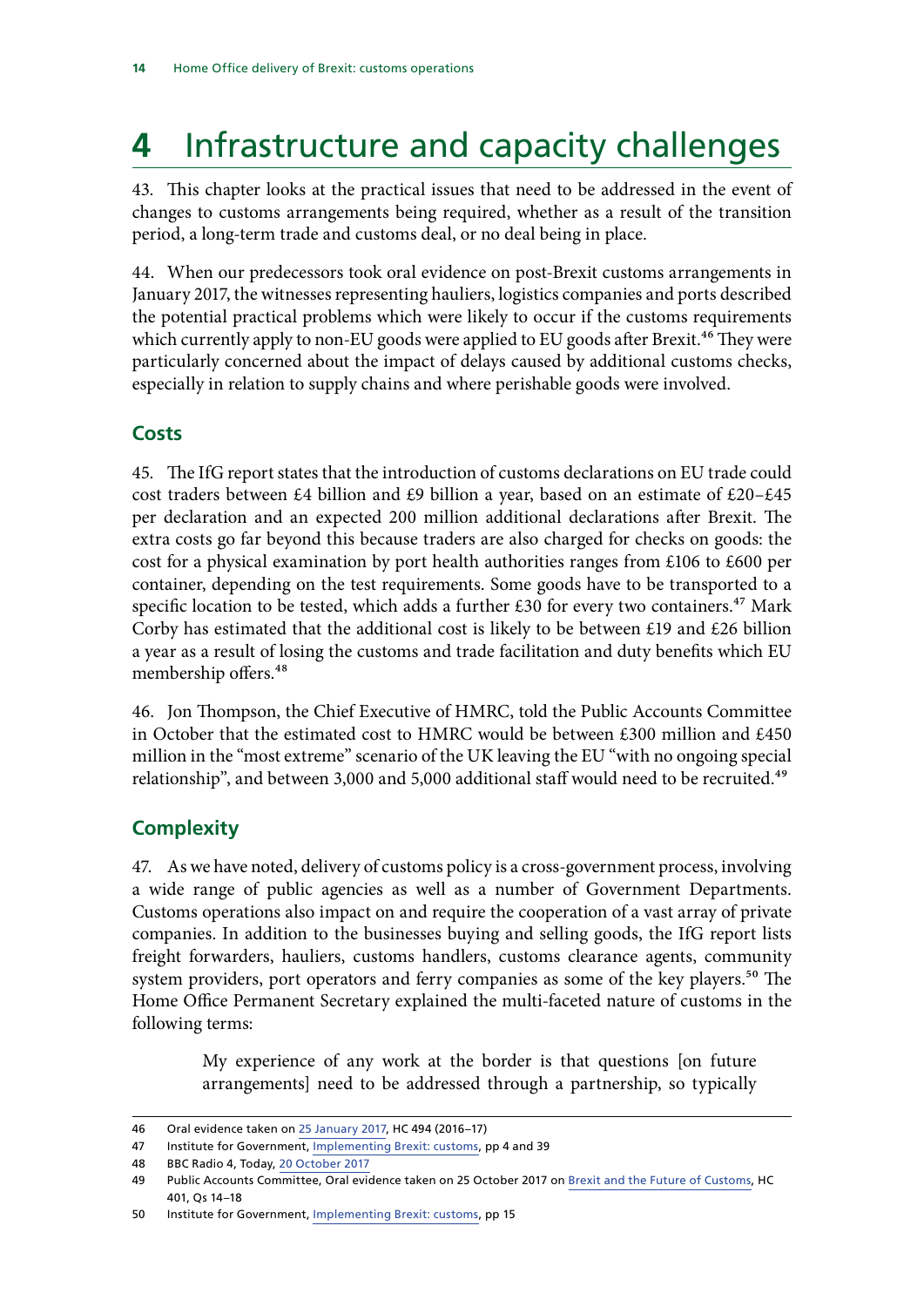# 4 Infrastructure and capacity challenges

43. This chapter looks at the practical issues that need to be addressed in the event of changes to customs arrangements being required, whether as a result of the transition period, a long-term trade and customs deal, or no deal being in place.

44. When our predecessors took oral evidence on post-Brexit customs arrangements in January 2017, the witnesses representing hauliers, logistics companies and ports described the potential practical problems which were likely to occur if the customs requirements which currently apply to non-EU goods were applied to EU goods after Brexit.[46] They were particularly concerned about the impact of delays caused by additional customs checks, especially in relation to supply chains and where perishable goods were involved.

## Costs

45. The IfG report states that the introduction of customs declarations on EU trade could cost traders between £4 billion and £9 billion a year, based on an estimate of £20–£45 per declaration and an expected 200 million additional declarations after Brexit. The extra costs go far beyond this because traders are also charged for checks on goods: the cost for a physical examination by port health authorities ranges from £106 to £600 per container, depending on the test requirements. Some goods have to be transported to a specific location to be tested, which adds a further £30 for every two containers.[47] Mark Corby has estimated that the additional cost is likely to be between £19 and £26 billion a year as a result of losing the customs and trade facilitation and duty benefits which EU membership offers.[48]

46. Jon Thompson, the Chief Executive of HMRC, told the Public Accounts Committee in October that the estimated cost to HMRC would be between £300 million and £450 million in the "most extreme" scenario of the UK leaving the EU "with no ongoing special relationship", and between 3,000 and 5,000 additional staff would need to be recruited.[49]

## Complexity

47. As we have noted, delivery of customs policy is a cross-government process, involving a wide range of public agencies as well as a number of Government Departments. Customs operations also impact on and require the cooperation of a vast array of private companies. In addition to the businesses buying and selling goods, the IfG report lists freight forwarders, hauliers, customs handlers, customs clearance agents, community system providers, port operators and ferry companies as some of the key players.[50] The Home Office Permanent Secretary explained the multi-faceted nature of customs in the following terms:

> My experience of any work at the border is that questions [on future arrangements] need to be addressed through a partnership, so typically

---

46 Oral evidence taken on 25 January 2017, HC 494 (2016–17)

47 Institute for Government, Implementing Brexit: customs, pp 4 and 39

48 BBC Radio 4, Today, 20 October 2017

49 Public Accounts Committee, Oral evidence taken on 25 October 2017 on Brexit and the Future of Customs, HC 401, Qs 14–18

50 Institute for Government, Implementing Brexit: customs, pp 15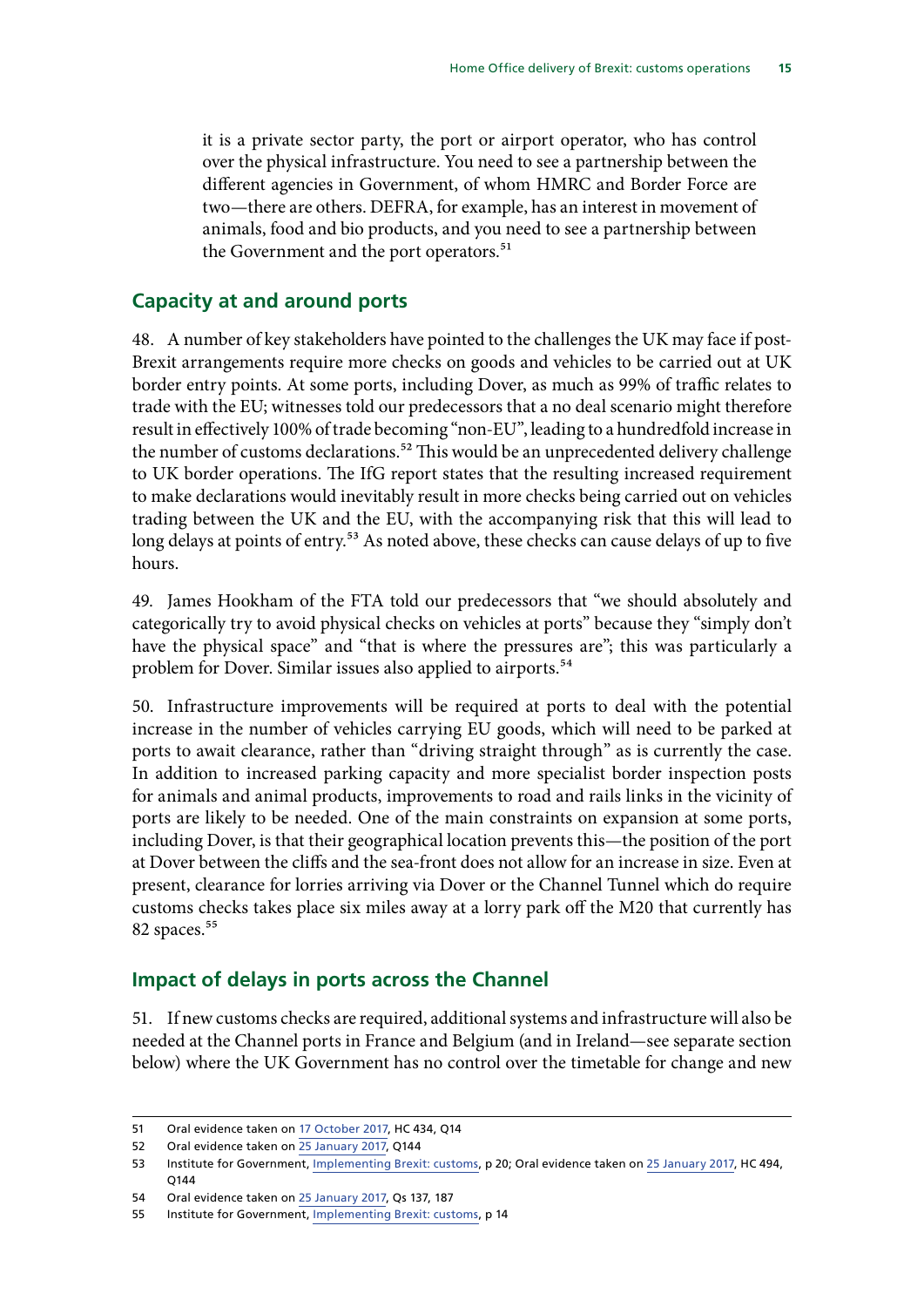it is a private sector party, the port or airport operator, who has control over the physical infrastructure. You need to see a partnership between the different agencies in Government, of whom HMRC and Border Force are two—there are others. DEFRA, for example, has an interest in movement of animals, food and bio products, and you need to see a partnership between the Government and the port operators.[51]

## Capacity at and around ports

48. A number of key stakeholders have pointed to the challenges the UK may face if post-Brexit arrangements require more checks on goods and vehicles to be carried out at UK border entry points. At some ports, including Dover, as much as 99% of traffic relates to trade with the EU; witnesses told our predecessors that a no deal scenario might therefore result in effectively 100% of trade becoming "non-EU", leading to a hundredfold increase in the number of customs declarations.[52] This would be an unprecedented delivery challenge to UK border operations. The IfG report states that the resulting increased requirement to make declarations would inevitably result in more checks being carried out on vehicles trading between the UK and the EU, with the accompanying risk that this will lead to long delays at points of entry.[53] As noted above, these checks can cause delays of up to five hours.

49. James Hookham of the FTA told our predecessors that "we should absolutely and categorically try to avoid physical checks on vehicles at ports" because they "simply don't have the physical space" and "that is where the pressures are"; this was particularly a problem for Dover. Similar issues also applied to airports.[54]

50. Infrastructure improvements will be required at ports to deal with the potential increase in the number of vehicles carrying EU goods, which will need to be parked at ports to await clearance, rather than "driving straight through" as is currently the case. In addition to increased parking capacity and more specialist border inspection posts for animals and animal products, improvements to road and rails links in the vicinity of ports are likely to be needed. One of the main constraints on expansion at some ports, including Dover, is that their geographical location prevents this—the position of the port at Dover between the cliffs and the sea-front does not allow for an increase in size. Even at present, clearance for lorries arriving via Dover or the Channel Tunnel which do require customs checks takes place six miles away at a lorry park off the M20 that currently has 82 spaces.[55]

## Impact of delays in ports across the Channel

51. If new customs checks are required, additional systems and infrastructure will also be needed at the Channel ports in France and Belgium (and in Ireland—see separate section below) where the UK Government has no control over the timetable for change and new

51 Oral evidence taken on 17 October 2017, HC 434, Q14

52 Oral evidence taken on 25 January 2017, Q144

53 Institute for Government, Implementing Brexit: customs, p 20; Oral evidence taken on 25 January 2017, HC 494, Q144

54 Oral evidence taken on 25 January 2017, Qs 137, 187

55 Institute for Government, Implementing Brexit: customs, p 14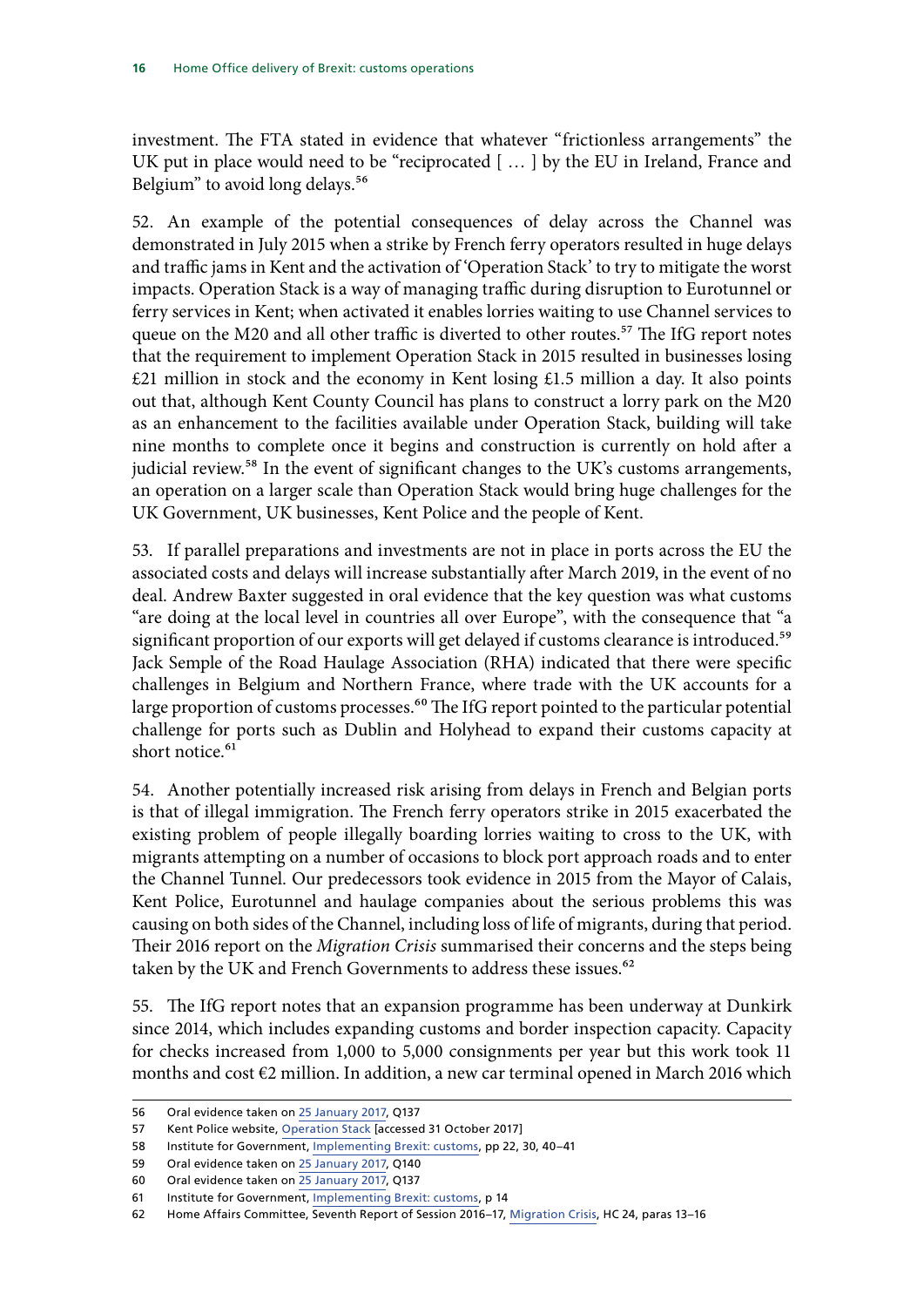investment. The FTA stated in evidence that whatever "frictionless arrangements" the UK put in place would need to be "reciprocated [ … ] by the EU in Ireland, France and Belgium" to avoid long delays.[56]

52. An example of the potential consequences of delay across the Channel was demonstrated in July 2015 when a strike by French ferry operators resulted in huge delays and traffic jams in Kent and the activation of 'Operation Stack' to try to mitigate the worst impacts. Operation Stack is a way of managing traffic during disruption to Eurotunnel or ferry services in Kent; when activated it enables lorries waiting to use Channel services to queue on the M20 and all other traffic is diverted to other routes.[57] The IfG report notes that the requirement to implement Operation Stack in 2015 resulted in businesses losing £21 million in stock and the economy in Kent losing £1.5 million a day. It also points out that, although Kent County Council has plans to construct a lorry park on the M20 as an enhancement to the facilities available under Operation Stack, building will take nine months to complete once it begins and construction is currently on hold after a judicial review.[58] In the event of significant changes to the UK's customs arrangements, an operation on a larger scale than Operation Stack would bring huge challenges for the UK Government, UK businesses, Kent Police and the people of Kent.

53. If parallel preparations and investments are not in place in ports across the EU the associated costs and delays will increase substantially after March 2019, in the event of no deal. Andrew Baxter suggested in oral evidence that the key question was what customs "are doing at the local level in countries all over Europe", with the consequence that "a significant proportion of our exports will get delayed if customs clearance is introduced.[59] Jack Semple of the Road Haulage Association (RHA) indicated that there were specific challenges in Belgium and Northern France, where trade with the UK accounts for a large proportion of customs processes.[60] The IfG report pointed to the particular potential challenge for ports such as Dublin and Holyhead to expand their customs capacity at short notice.[61]

54. Another potentially increased risk arising from delays in French and Belgian ports is that of illegal immigration. The French ferry operators strike in 2015 exacerbated the existing problem of people illegally boarding lorries waiting to cross to the UK, with migrants attempting on a number of occasions to block port approach roads and to enter the Channel Tunnel. Our predecessors took evidence in 2015 from the Mayor of Calais, Kent Police, Eurotunnel and haulage companies about the serious problems this was causing on both sides of the Channel, including loss of life of migrants, during that period. Their 2016 report on the *Migration Crisis* summarised their concerns and the steps being taken by the UK and French Governments to address these issues.[62]

55. The IfG report notes that an expansion programme has been underway at Dunkirk since 2014, which includes expanding customs and border inspection capacity. Capacity for checks increased from 1,000 to 5,000 consignments per year but this work took 11 months and cost €2 million. In addition, a new car terminal opened in March 2016 which

---

56 Oral evidence taken on 25 January 2017, Q137

57 Kent Police website, Operation Stack [accessed 31 October 2017]

58 Institute for Government, Implementing Brexit: customs, pp 22, 30, 40–41

59 Oral evidence taken on 25 January 2017, Q140

60 Oral evidence taken on 25 January 2017, Q137

61 Institute for Government, Implementing Brexit: customs, p 14

62 Home Affairs Committee, Seventh Report of Session 2016–17, Migration Crisis, HC 24, paras 13–16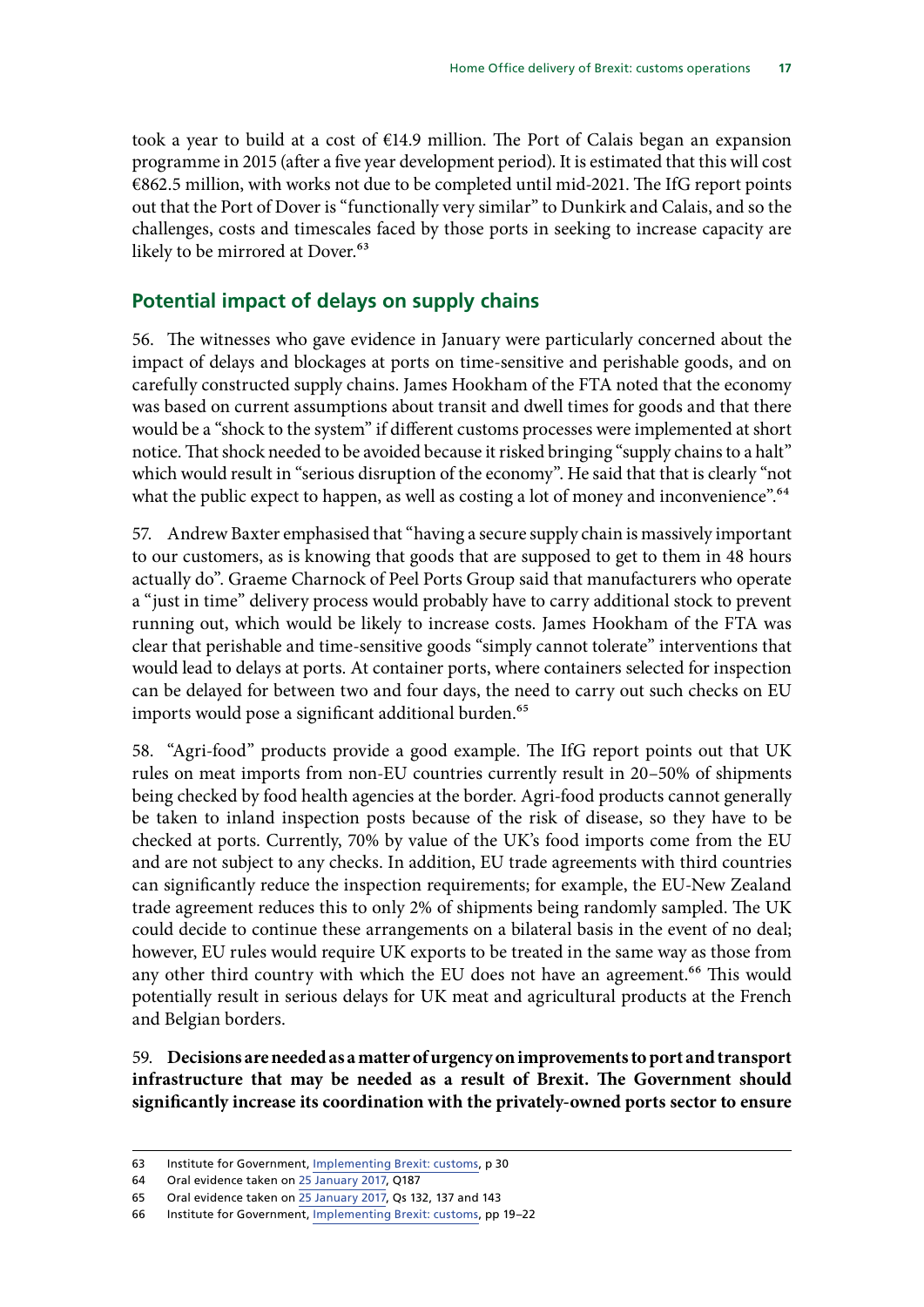took a year to build at a cost of €14.9 million. The Port of Calais began an expansion programme in 2015 (after a five year development period). It is estimated that this will cost €862.5 million, with works not due to be completed until mid-2021. The IfG report points out that the Port of Dover is "functionally very similar" to Dunkirk and Calais, and so the challenges, costs and timescales faced by those ports in seeking to increase capacity are likely to be mirrored at Dover.[63]

## Potential impact of delays on supply chains

56. The witnesses who gave evidence in January were particularly concerned about the impact of delays and blockages at ports on time-sensitive and perishable goods, and on carefully constructed supply chains. James Hookham of the FTA noted that the economy was based on current assumptions about transit and dwell times for goods and that there would be a "shock to the system" if different customs processes were implemented at short notice. That shock needed to be avoided because it risked bringing "supply chains to a halt" which would result in "serious disruption of the economy". He said that that is clearly "not what the public expect to happen, as well as costing a lot of money and inconvenience".[64]

57. Andrew Baxter emphasised that "having a secure supply chain is massively important to our customers, as is knowing that goods that are supposed to get to them in 48 hours actually do". Graeme Charnock of Peel Ports Group said that manufacturers who operate a "just in time" delivery process would probably have to carry additional stock to prevent running out, which would be likely to increase costs. James Hookham of the FTA was clear that perishable and time-sensitive goods "simply cannot tolerate" interventions that would lead to delays at ports. At container ports, where containers selected for inspection can be delayed for between two and four days, the need to carry out such checks on EU imports would pose a significant additional burden.[65]

58. "Agri-food" products provide a good example. The IfG report points out that UK rules on meat imports from non-EU countries currently result in 20–50% of shipments being checked by food health agencies at the border. Agri-food products cannot generally be taken to inland inspection posts because of the risk of disease, so they have to be checked at ports. Currently, 70% by value of the UK's food imports come from the EU and are not subject to any checks. In addition, EU trade agreements with third countries can significantly reduce the inspection requirements; for example, the EU-New Zealand trade agreement reduces this to only 2% of shipments being randomly sampled. The UK could decide to continue these arrangements on a bilateral basis in the event of no deal; however, EU rules would require UK exports to be treated in the same way as those from any other third country with which the EU does not have an agreement.[66] This would potentially result in serious delays for UK meat and agricultural products at the French and Belgian borders.

59. **Decisions are needed as a matter of urgency on improvements to port and transport infrastructure that may be needed as a result of Brexit. The Government should significantly increase its coordination with the privately-owned ports sector to ensure**

---

63 Institute for Government, Implementing Brexit: customs, p 30

64 Oral evidence taken on 25 January 2017, Q187

65 Oral evidence taken on 25 January 2017, Qs 132, 137 and 143

66 Institute for Government, Implementing Brexit: customs, pp 19–22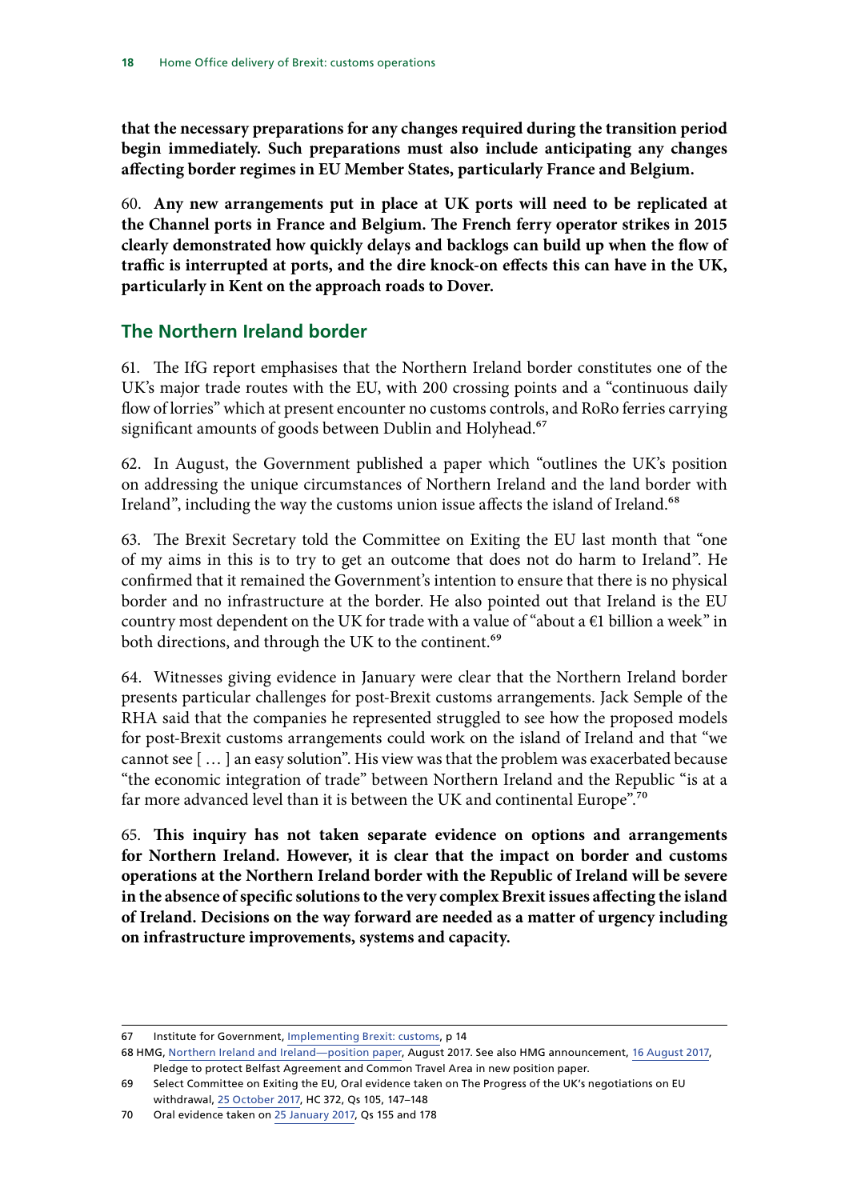**that the necessary preparations for any changes required during the transition period begin immediately. Such preparations must also include anticipating any changes affecting border regimes in EU Member States, particularly France and Belgium.**

60. **Any new arrangements put in place at UK ports will need to be replicated at the Channel ports in France and Belgium. The French ferry operator strikes in 2015 clearly demonstrated how quickly delays and backlogs can build up when the flow of traffic is interrupted at ports, and the dire knock-on effects this can have in the UK, particularly in Kent on the approach roads to Dover.**

## The Northern Ireland border

61. The IfG report emphasises that the Northern Ireland border constitutes one of the UK's major trade routes with the EU, with 200 crossing points and a "continuous daily flow of lorries" which at present encounter no customs controls, and RoRo ferries carrying significant amounts of goods between Dublin and Holyhead.[67]

62. In August, the Government published a paper which "outlines the UK's position on addressing the unique circumstances of Northern Ireland and the land border with Ireland", including the way the customs union issue affects the island of Ireland.[68]

63. The Brexit Secretary told the Committee on Exiting the EU last month that "one of my aims in this is to try to get an outcome that does not do harm to Ireland". He confirmed that it remained the Government's intention to ensure that there is no physical border and no infrastructure at the border. He also pointed out that Ireland is the EU country most dependent on the UK for trade with a value of "about a €1 billion a week" in both directions, and through the UK to the continent.[69]

64. Witnesses giving evidence in January were clear that the Northern Ireland border presents particular challenges for post-Brexit customs arrangements. Jack Semple of the RHA said that the companies he represented struggled to see how the proposed models for post-Brexit customs arrangements could work on the island of Ireland and that "we cannot see [ … ] an easy solution". His view was that the problem was exacerbated because "the economic integration of trade" between Northern Ireland and the Republic "is at a far more advanced level than it is between the UK and continental Europe".[70]

65. **This inquiry has not taken separate evidence on options and arrangements for Northern Ireland. However, it is clear that the impact on border and customs operations at the Northern Ireland border with the Republic of Ireland will be severe in the absence of specific solutions to the very complex Brexit issues affecting the island of Ireland. Decisions on the way forward are needed as a matter of urgency including on infrastructure improvements, systems and capacity.**

---

67 Institute for Government, Implementing Brexit: customs, p 14

68 HMG, Northern Ireland and Ireland—position paper, August 2017. See also HMG announcement, 16 August 2017, Pledge to protect Belfast Agreement and Common Travel Area in new position paper.

69 Select Committee on Exiting the EU, Oral evidence taken on The Progress of the UK's negotiations on EU withdrawal, 25 October 2017, HC 372, Qs 105, 147–148

70 Oral evidence taken on 25 January 2017, Qs 155 and 178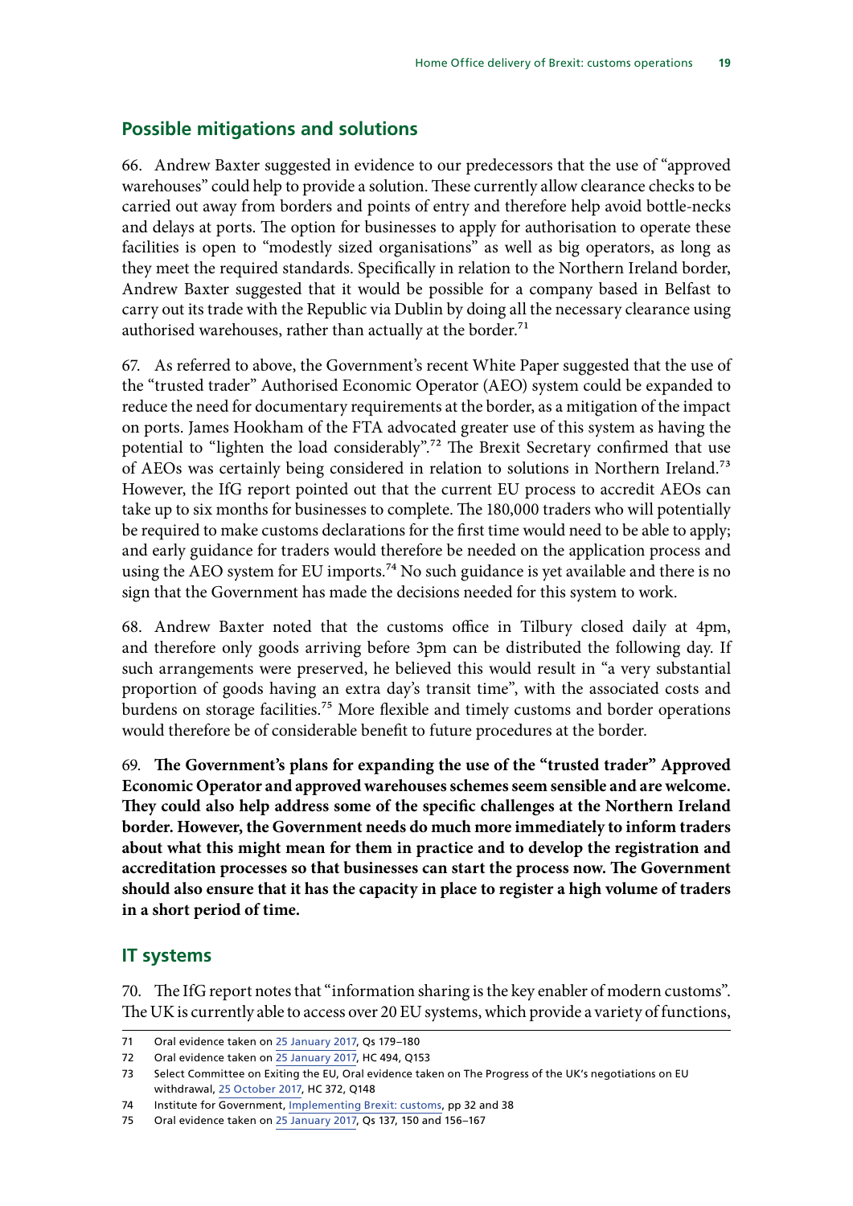## Possible mitigations and solutions

66. Andrew Baxter suggested in evidence to our predecessors that the use of "approved warehouses" could help to provide a solution. These currently allow clearance checks to be carried out away from borders and points of entry and therefore help avoid bottle-necks and delays at ports. The option for businesses to apply for authorisation to operate these facilities is open to "modestly sized organisations" as well as big operators, as long as they meet the required standards. Specifically in relation to the Northern Ireland border, Andrew Baxter suggested that it would be possible for a company based in Belfast to carry out its trade with the Republic via Dublin by doing all the necessary clearance using authorised warehouses, rather than actually at the border.[71]

67. As referred to above, the Government's recent White Paper suggested that the use of the "trusted trader" Authorised Economic Operator (AEO) system could be expanded to reduce the need for documentary requirements at the border, as a mitigation of the impact on ports. James Hookham of the FTA advocated greater use of this system as having the potential to "lighten the load considerably".[72] The Brexit Secretary confirmed that use of AEOs was certainly being considered in relation to solutions in Northern Ireland.[73] However, the IfG report pointed out that the current EU process to accredit AEOs can take up to six months for businesses to complete. The 180,000 traders who will potentially be required to make customs declarations for the first time would need to be able to apply; and early guidance for traders would therefore be needed on the application process and using the AEO system for EU imports.[74] No such guidance is yet available and there is no sign that the Government has made the decisions needed for this system to work.

68. Andrew Baxter noted that the customs office in Tilbury closed daily at 4pm, and therefore only goods arriving before 3pm can be distributed the following day. If such arrangements were preserved, he believed this would result in "a very substantial proportion of goods having an extra day's transit time", with the associated costs and burdens on storage facilities.[75] More flexible and timely customs and border operations would therefore be of considerable benefit to future procedures at the border.

69. **The Government's plans for expanding the use of the "trusted trader" Approved Economic Operator and approved warehouses schemes seem sensible and are welcome. They could also help address some of the specific challenges at the Northern Ireland border. However, the Government needs do much more immediately to inform traders about what this might mean for them in practice and to develop the registration and accreditation processes so that businesses can start the process now. The Government should also ensure that it has the capacity in place to register a high volume of traders in a short period of time.**

## IT systems

70. The IfG report notes that "information sharing is the key enabler of modern customs". The UK is currently able to access over 20 EU systems, which provide a variety of functions,

---

71 Oral evidence taken on 25 January 2017, Qs 179–180

72 Oral evidence taken on 25 January 2017, HC 494, Q153

73 Select Committee on Exiting the EU, Oral evidence taken on The Progress of the UK's negotiations on EU withdrawal, 25 October 2017, HC 372, Q148

74 Institute for Government, Implementing Brexit: customs, pp 32 and 38

75 Oral evidence taken on 25 January 2017, Qs 137, 150 and 156–167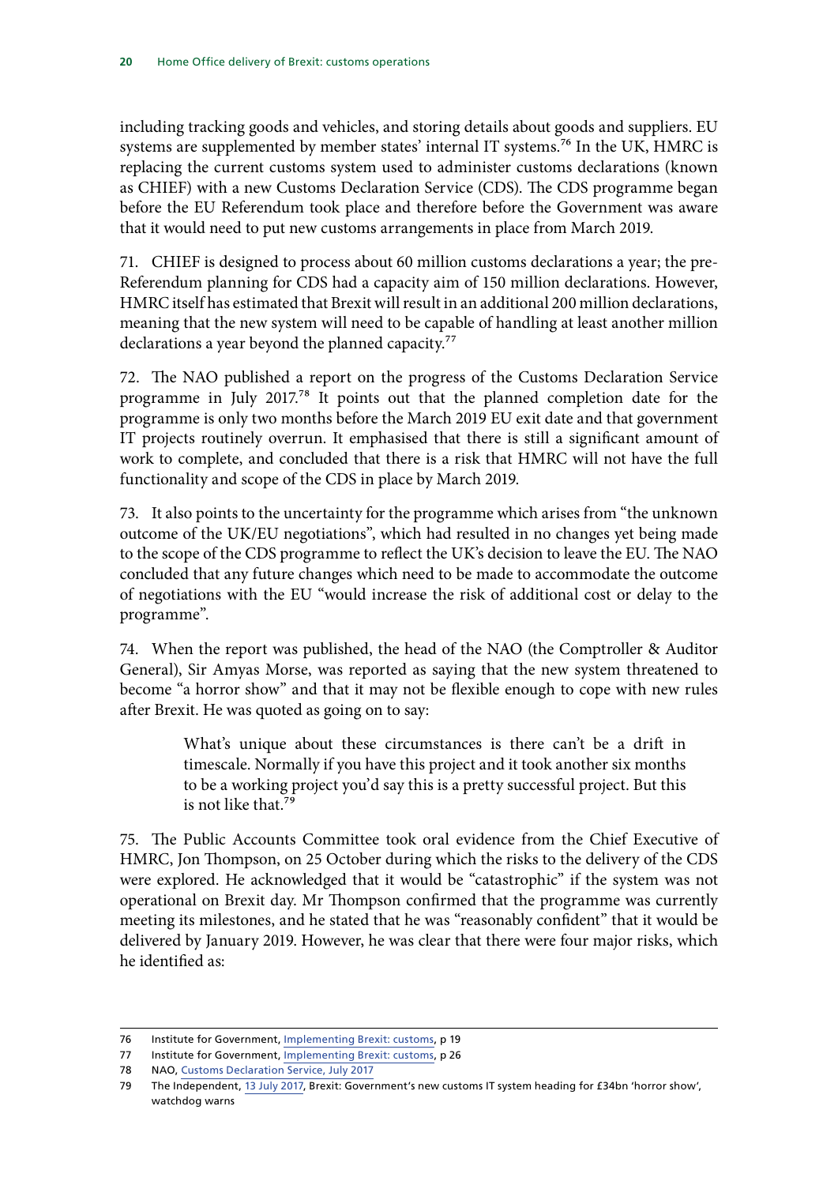including tracking goods and vehicles, and storing details about goods and suppliers. EU systems are supplemented by member states' internal IT systems.[76] In the UK, HMRC is replacing the current customs system used to administer customs declarations (known as CHIEF) with a new Customs Declaration Service (CDS). The CDS programme began before the EU Referendum took place and therefore before the Government was aware that it would need to put new customs arrangements in place from March 2019.

71. CHIEF is designed to process about 60 million customs declarations a year; the pre-Referendum planning for CDS had a capacity aim of 150 million declarations. However, HMRC itself has estimated that Brexit will result in an additional 200 million declarations, meaning that the new system will need to be capable of handling at least another million declarations a year beyond the planned capacity.[77]

72. The NAO published a report on the progress of the Customs Declaration Service programme in July 2017.[78] It points out that the planned completion date for the programme is only two months before the March 2019 EU exit date and that government IT projects routinely overrun. It emphasised that there is still a significant amount of work to complete, and concluded that there is a risk that HMRC will not have the full functionality and scope of the CDS in place by March 2019.

73. It also points to the uncertainty for the programme which arises from "the unknown outcome of the UK/EU negotiations", which had resulted in no changes yet being made to the scope of the CDS programme to reflect the UK's decision to leave the EU. The NAO concluded that any future changes which need to be made to accommodate the outcome of negotiations with the EU "would increase the risk of additional cost or delay to the programme".

74. When the report was published, the head of the NAO (the Comptroller & Auditor General), Sir Amyas Morse, was reported as saying that the new system threatened to become "a horror show" and that it may not be flexible enough to cope with new rules after Brexit. He was quoted as going on to say:

> What's unique about these circumstances is there can't be a drift in timescale. Normally if you have this project and it took another six months to be a working project you'd say this is a pretty successful project. But this is not like that.[79]

75. The Public Accounts Committee took oral evidence from the Chief Executive of HMRC, Jon Thompson, on 25 October during which the risks to the delivery of the CDS were explored. He acknowledged that it would be "catastrophic" if the system was not operational on Brexit day. Mr Thompson confirmed that the programme was currently meeting its milestones, and he stated that he was "reasonably confident" that it would be delivered by January 2019. However, he was clear that there were four major risks, which he identified as:

---

76 Institute for Government, Implementing Brexit: customs, p 19

77 Institute for Government, Implementing Brexit: customs, p 26

78 NAO, Customs Declaration Service, July 2017

79 The Independent, 13 July 2017, Brexit: Government's new customs IT system heading for £34bn 'horror show', watchdog warns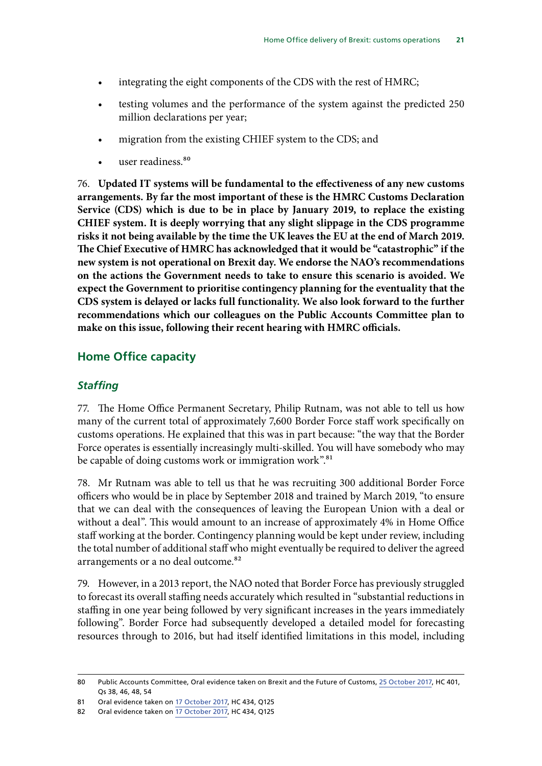- integrating the eight components of the CDS with the rest of HMRC;
- testing volumes and the performance of the system against the predicted 250 million declarations per year;
- migration from the existing CHIEF system to the CDS; and
- user readiness.[80]

76. **Updated IT systems will be fundamental to the effectiveness of any new customs arrangements. By far the most important of these is the HMRC Customs Declaration Service (CDS) which is due to be in place by January 2019, to replace the existing CHIEF system. It is deeply worrying that any slight slippage in the CDS programme risks it not being available by the time the UK leaves the EU at the end of March 2019. The Chief Executive of HMRC has acknowledged that it would be "catastrophic" if the new system is not operational on Brexit day. We endorse the NAO's recommendations on the actions the Government needs to take to ensure this scenario is avoided. We expect the Government to prioritise contingency planning for the eventuality that the CDS system is delayed or lacks full functionality. We also look forward to the further recommendations which our colleagues on the Public Accounts Committee plan to make on this issue, following their recent hearing with HMRC officials.**

## Home Office capacity

### *Staffing*

77. The Home Office Permanent Secretary, Philip Rutnam, was not able to tell us how many of the current total of approximately 7,600 Border Force staff work specifically on customs operations. He explained that this was in part because: "the way that the Border Force operates is essentially increasingly multi-skilled. You will have somebody who may be capable of doing customs work or immigration work".[81]

78. Mr Rutnam was able to tell us that he was recruiting 300 additional Border Force officers who would be in place by September 2018 and trained by March 2019, "to ensure that we can deal with the consequences of leaving the European Union with a deal or without a deal". This would amount to an increase of approximately 4% in Home Office staff working at the border. Contingency planning would be kept under review, including the total number of additional staff who might eventually be required to deliver the agreed arrangements or a no deal outcome.[82]

79. However, in a 2013 report, the NAO noted that Border Force has previously struggled to forecast its overall staffing needs accurately which resulted in "substantial reductions in staffing in one year being followed by very significant increases in the years immediately following". Border Force had subsequently developed a detailed model for forecasting resources through to 2016, but had itself identified limitations in this model, including

---

80 Public Accounts Committee, Oral evidence taken on Brexit and the Future of Customs, 25 October 2017, HC 401, Qs 38, 46, 48, 54

81 Oral evidence taken on 17 October 2017, HC 434, Q125

82 Oral evidence taken on 17 October 2017, HC 434, Q125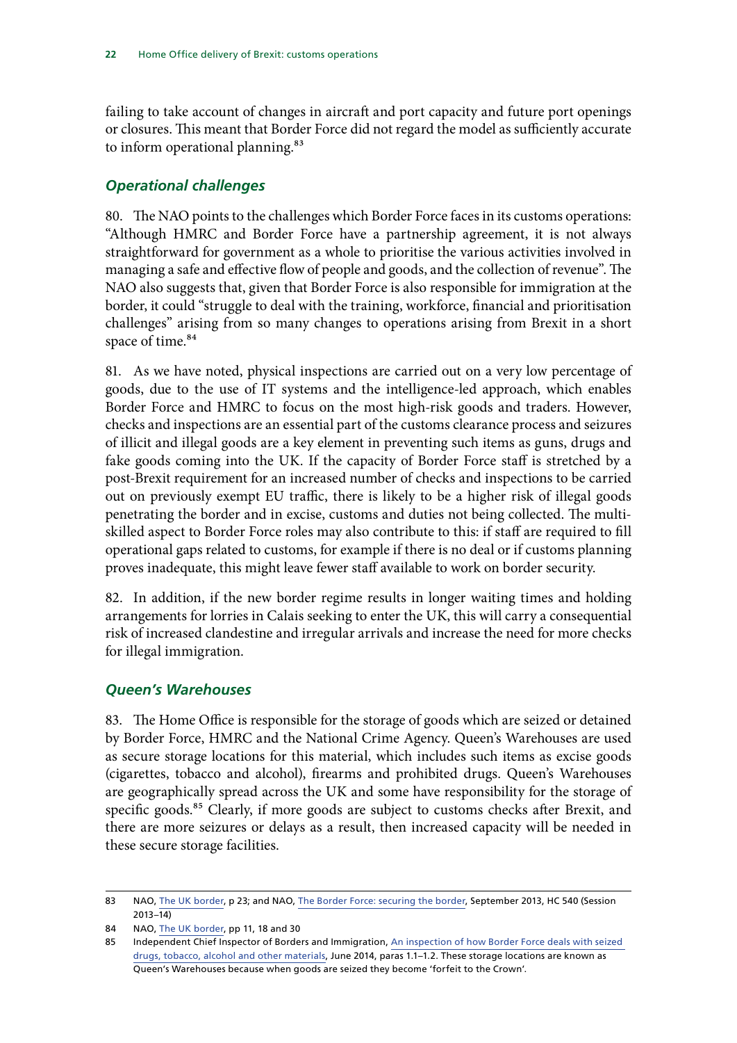failing to take account of changes in aircraft and port capacity and future port openings or closures. This meant that Border Force did not regard the model as sufficiently accurate to inform operational planning.[83]

### *Operational challenges*

80. The NAO points to the challenges which Border Force faces in its customs operations: "Although HMRC and Border Force have a partnership agreement, it is not always straightforward for government as a whole to prioritise the various activities involved in managing a safe and effective flow of people and goods, and the collection of revenue". The NAO also suggests that, given that Border Force is also responsible for immigration at the border, it could "struggle to deal with the training, workforce, financial and prioritisation challenges" arising from so many changes to operations arising from Brexit in a short space of time.[84]

81. As we have noted, physical inspections are carried out on a very low percentage of goods, due to the use of IT systems and the intelligence-led approach, which enables Border Force and HMRC to focus on the most high-risk goods and traders. However, checks and inspections are an essential part of the customs clearance process and seizures of illicit and illegal goods are a key element in preventing such items as guns, drugs and fake goods coming into the UK. If the capacity of Border Force staff is stretched by a post-Brexit requirement for an increased number of checks and inspections to be carried out on previously exempt EU traffic, there is likely to be a higher risk of illegal goods penetrating the border and in excise, customs and duties not being collected. The multi-skilled aspect to Border Force roles may also contribute to this: if staff are required to fill operational gaps related to customs, for example if there is no deal or if customs planning proves inadequate, this might leave fewer staff available to work on border security.

82. In addition, if the new border regime results in longer waiting times and holding arrangements for lorries in Calais seeking to enter the UK, this will carry a consequential risk of increased clandestine and irregular arrivals and increase the need for more checks for illegal immigration.

### *Queen's Warehouses*

83. The Home Office is responsible for the storage of goods which are seized or detained by Border Force, HMRC and the National Crime Agency. Queen's Warehouses are used as secure storage locations for this material, which includes such items as excise goods (cigarettes, tobacco and alcohol), firearms and prohibited drugs. Queen's Warehouses are geographically spread across the UK and some have responsibility for the storage of specific goods.[85] Clearly, if more goods are subject to customs checks after Brexit, and there are more seizures or delays as a result, then increased capacity will be needed in these secure storage facilities.

---

83 NAO, The UK border, p 23; and NAO, The Border Force: securing the border, September 2013, HC 540 (Session 2013–14)

84 NAO, The UK border, pp 11, 18 and 30

85 Independent Chief Inspector of Borders and Immigration, An inspection of how Border Force deals with seized drugs, tobacco, alcohol and other materials, June 2014, paras 1.1–1.2. These storage locations are known as Queen's Warehouses because when goods are seized they become 'forfeit to the Crown'.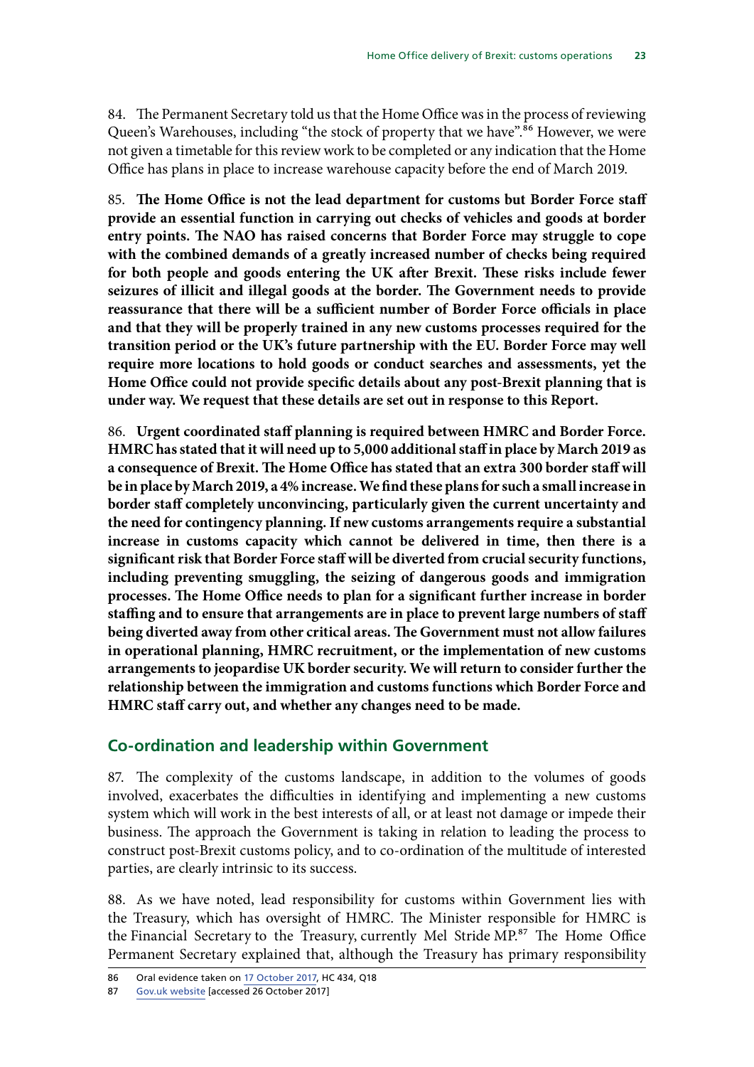84. The Permanent Secretary told us that the Home Office was in the process of reviewing Queen's Warehouses, including "the stock of property that we have".[86] However, we were not given a timetable for this review work to be completed or any indication that the Home Office has plans in place to increase warehouse capacity before the end of March 2019.

85. **The Home Office is not the lead department for customs but Border Force staff provide an essential function in carrying out checks of vehicles and goods at border entry points. The NAO has raised concerns that Border Force may struggle to cope with the combined demands of a greatly increased number of checks being required for both people and goods entering the UK after Brexit. These risks include fewer seizures of illicit and illegal goods at the border. The Government needs to provide reassurance that there will be a sufficient number of Border Force officials in place and that they will be properly trained in any new customs processes required for the transition period or the UK's future partnership with the EU. Border Force may well require more locations to hold goods or conduct searches and assessments, yet the Home Office could not provide specific details about any post-Brexit planning that is under way. We request that these details are set out in response to this Report.**

86. **Urgent coordinated staff planning is required between HMRC and Border Force. HMRC has stated that it will need up to 5,000 additional staff in place by March 2019 as a consequence of Brexit. The Home Office has stated that an extra 300 border staff will be in place by March 2019, a 4% increase. We find these plans for such a small increase in border staff completely unconvincing, particularly given the current uncertainty and the need for contingency planning. If new customs arrangements require a substantial increase in customs capacity which cannot be delivered in time, then there is a significant risk that Border Force staff will be diverted from crucial security functions, including preventing smuggling, the seizing of dangerous goods and immigration processes. The Home Office needs to plan for a significant further increase in border staffing and to ensure that arrangements are in place to prevent large numbers of staff being diverted away from other critical areas. The Government must not allow failures in operational planning, HMRC recruitment, or the implementation of new customs arrangements to jeopardise UK border security. We will return to consider further the relationship between the immigration and customs functions which Border Force and HMRC staff carry out, and whether any changes need to be made.**

## Co-ordination and leadership within Government

87. The complexity of the customs landscape, in addition to the volumes of goods involved, exacerbates the difficulties in identifying and implementing a new customs system which will work in the best interests of all, or at least not damage or impede their business. The approach the Government is taking in relation to leading the process to construct post-Brexit customs policy, and to co-ordination of the multitude of interested parties, are clearly intrinsic to its success.

88. As we have noted, lead responsibility for customs within Government lies with the Treasury, which has oversight of HMRC. The Minister responsible for HMRC is the Financial Secretary to the Treasury, currently Mel Stride MP.[87] The Home Office Permanent Secretary explained that, although the Treasury has primary responsibility

86 Oral evidence taken on 17 October 2017, HC 434, Q18

87 Gov.uk website [accessed 26 October 2017]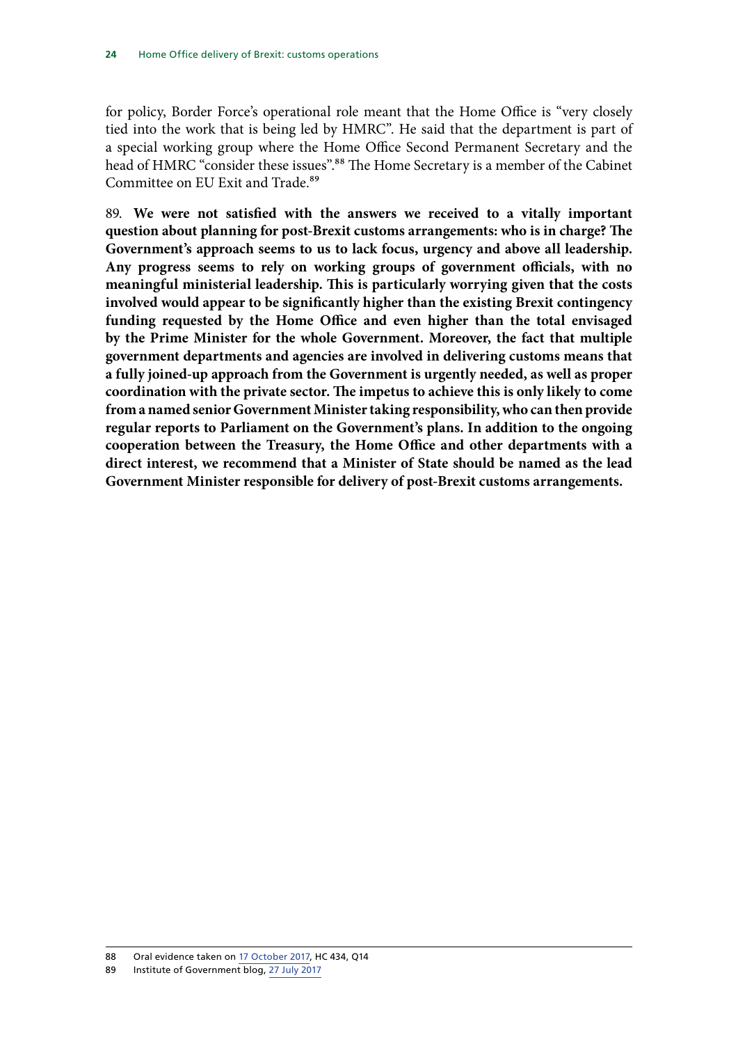for policy, Border Force's operational role meant that the Home Office is "very closely tied into the work that is being led by HMRC". He said that the department is part of a special working group where the Home Office Second Permanent Secretary and the head of HMRC "consider these issues".[88] The Home Secretary is a member of the Cabinet Committee on EU Exit and Trade.[89]

89. **We were not satisfied with the answers we received to a vitally important question about planning for post-Brexit customs arrangements: who is in charge? The Government's approach seems to us to lack focus, urgency and above all leadership. Any progress seems to rely on working groups of government officials, with no meaningful ministerial leadership. This is particularly worrying given that the costs involved would appear to be significantly higher than the existing Brexit contingency funding requested by the Home Office and even higher than the total envisaged by the Prime Minister for the whole Government. Moreover, the fact that multiple government departments and agencies are involved in delivering customs means that a fully joined-up approach from the Government is urgently needed, as well as proper coordination with the private sector. The impetus to achieve this is only likely to come from a named senior Government Minister taking responsibility, who can then provide regular reports to Parliament on the Government's plans. In addition to the ongoing cooperation between the Treasury, the Home Office and other departments with a direct interest, we recommend that a Minister of State should be named as the lead Government Minister responsible for delivery of post-Brexit customs arrangements.**

---

88 Oral evidence taken on 17 October 2017, HC 434, Q14

89 Institute of Government blog, 27 July 2017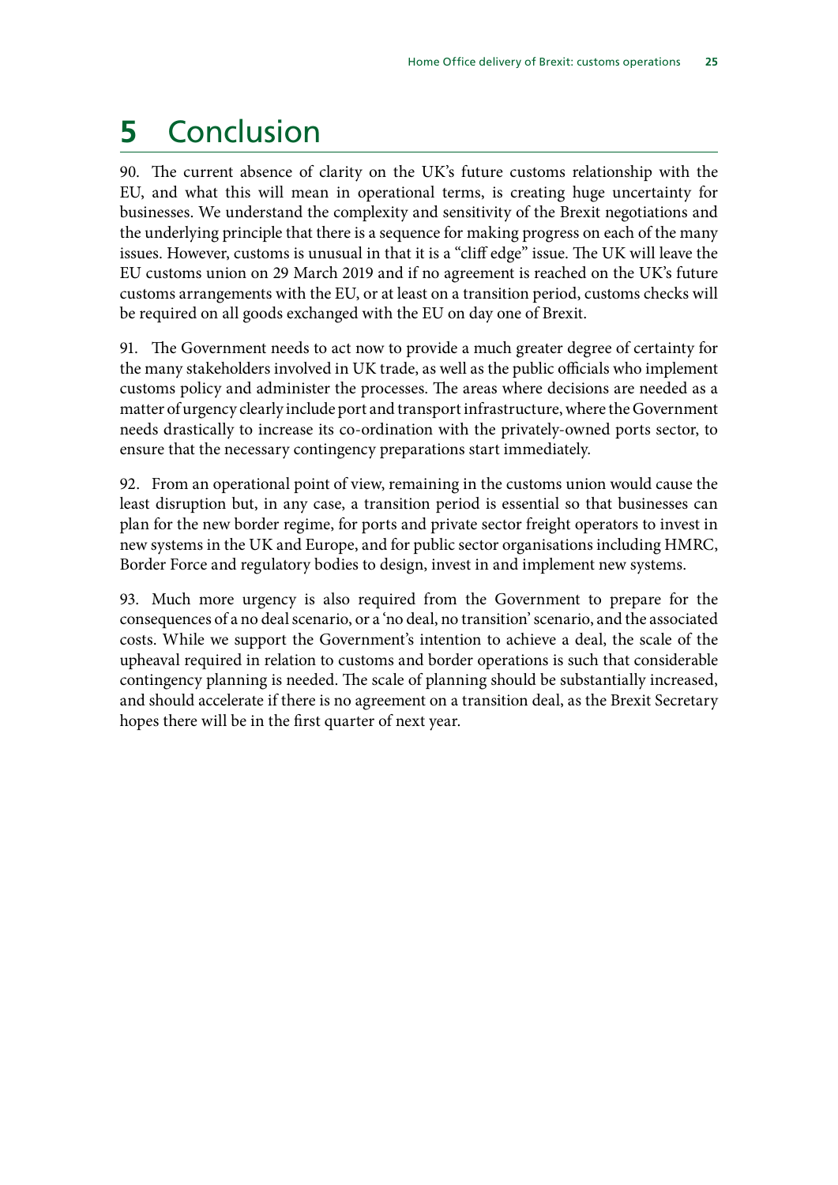# 5 Conclusion

90. The current absence of clarity on the UK's future customs relationship with the EU, and what this will mean in operational terms, is creating huge uncertainty for businesses. We understand the complexity and sensitivity of the Brexit negotiations and the underlying principle that there is a sequence for making progress on each of the many issues. However, customs is unusual in that it is a "cliff edge" issue. The UK will leave the EU customs union on 29 March 2019 and if no agreement is reached on the UK's future customs arrangements with the EU, or at least on a transition period, customs checks will be required on all goods exchanged with the EU on day one of Brexit.

91. The Government needs to act now to provide a much greater degree of certainty for the many stakeholders involved in UK trade, as well as the public officials who implement customs policy and administer the processes. The areas where decisions are needed as a matter of urgency clearly include port and transport infrastructure, where the Government needs drastically to increase its co-ordination with the privately-owned ports sector, to ensure that the necessary contingency preparations start immediately.

92. From an operational point of view, remaining in the customs union would cause the least disruption but, in any case, a transition period is essential so that businesses can plan for the new border regime, for ports and private sector freight operators to invest in new systems in the UK and Europe, and for public sector organisations including HMRC, Border Force and regulatory bodies to design, invest in and implement new systems.

93. Much more urgency is also required from the Government to prepare for the consequences of a no deal scenario, or a 'no deal, no transition' scenario, and the associated costs. While we support the Government's intention to achieve a deal, the scale of the upheaval required in relation to customs and border operations is such that considerable contingency planning is needed. The scale of planning should be substantially increased, and should accelerate if there is no agreement on a transition deal, as the Brexit Secretary hopes there will be in the first quarter of next year.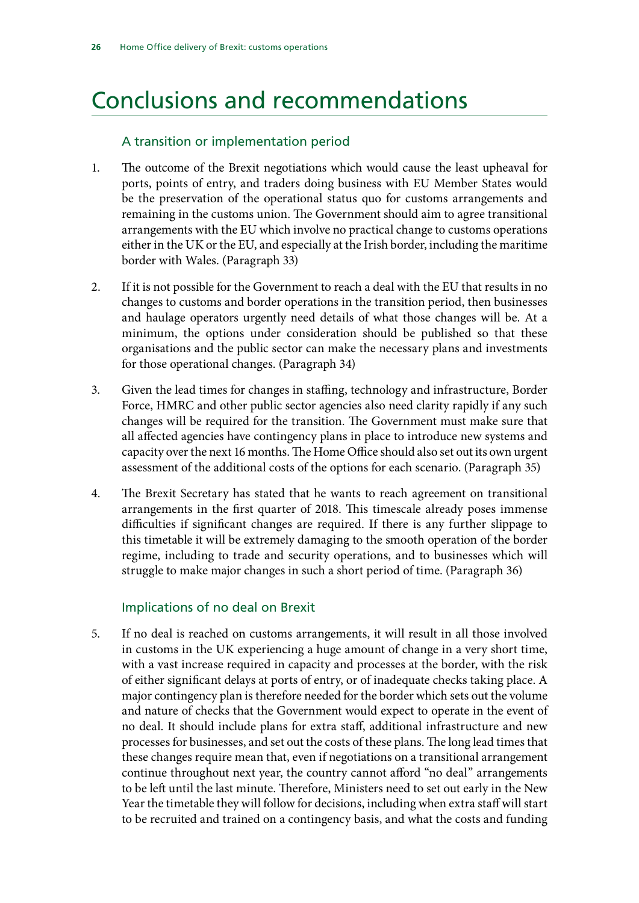# Conclusions and recommendations

## A transition or implementation period

1. The outcome of the Brexit negotiations which would cause the least upheaval for ports, points of entry, and traders doing business with EU Member States would be the preservation of the operational status quo for customs arrangements and remaining in the customs union. The Government should aim to agree transitional arrangements with the EU which involve no practical change to customs operations either in the UK or the EU, and especially at the Irish border, including the maritime border with Wales. (Paragraph 33)

2. If it is not possible for the Government to reach a deal with the EU that results in no changes to customs and border operations in the transition period, then businesses and haulage operators urgently need details of what those changes will be. At a minimum, the options under consideration should be published so that these organisations and the public sector can make the necessary plans and investments for those operational changes. (Paragraph 34)

3. Given the lead times for changes in staffing, technology and infrastructure, Border Force, HMRC and other public sector agencies also need clarity rapidly if any such changes will be required for the transition. The Government must make sure that all affected agencies have contingency plans in place to introduce new systems and capacity over the next 16 months. The Home Office should also set out its own urgent assessment of the additional costs of the options for each scenario. (Paragraph 35)

4. The Brexit Secretary has stated that he wants to reach agreement on transitional arrangements in the first quarter of 2018. This timescale already poses immense difficulties if significant changes are required. If there is any further slippage to this timetable it will be extremely damaging to the smooth operation of the border regime, including to trade and security operations, and to businesses which will struggle to make major changes in such a short period of time. (Paragraph 36)

## Implications of no deal on Brexit

5. If no deal is reached on customs arrangements, it will result in all those involved in customs in the UK experiencing a huge amount of change in a very short time, with a vast increase required in capacity and processes at the border, with the risk of either significant delays at ports of entry, or of inadequate checks taking place. A major contingency plan is therefore needed for the border which sets out the volume and nature of checks that the Government would expect to operate in the event of no deal. It should include plans for extra staff, additional infrastructure and new processes for businesses, and set out the costs of these plans. The long lead times that these changes require mean that, even if negotiations on a transitional arrangement continue throughout next year, the country cannot afford "no deal" arrangements to be left until the last minute. Therefore, Ministers need to set out early in the New Year the timetable they will follow for decisions, including when extra staff will start to be recruited and trained on a contingency basis, and what the costs and funding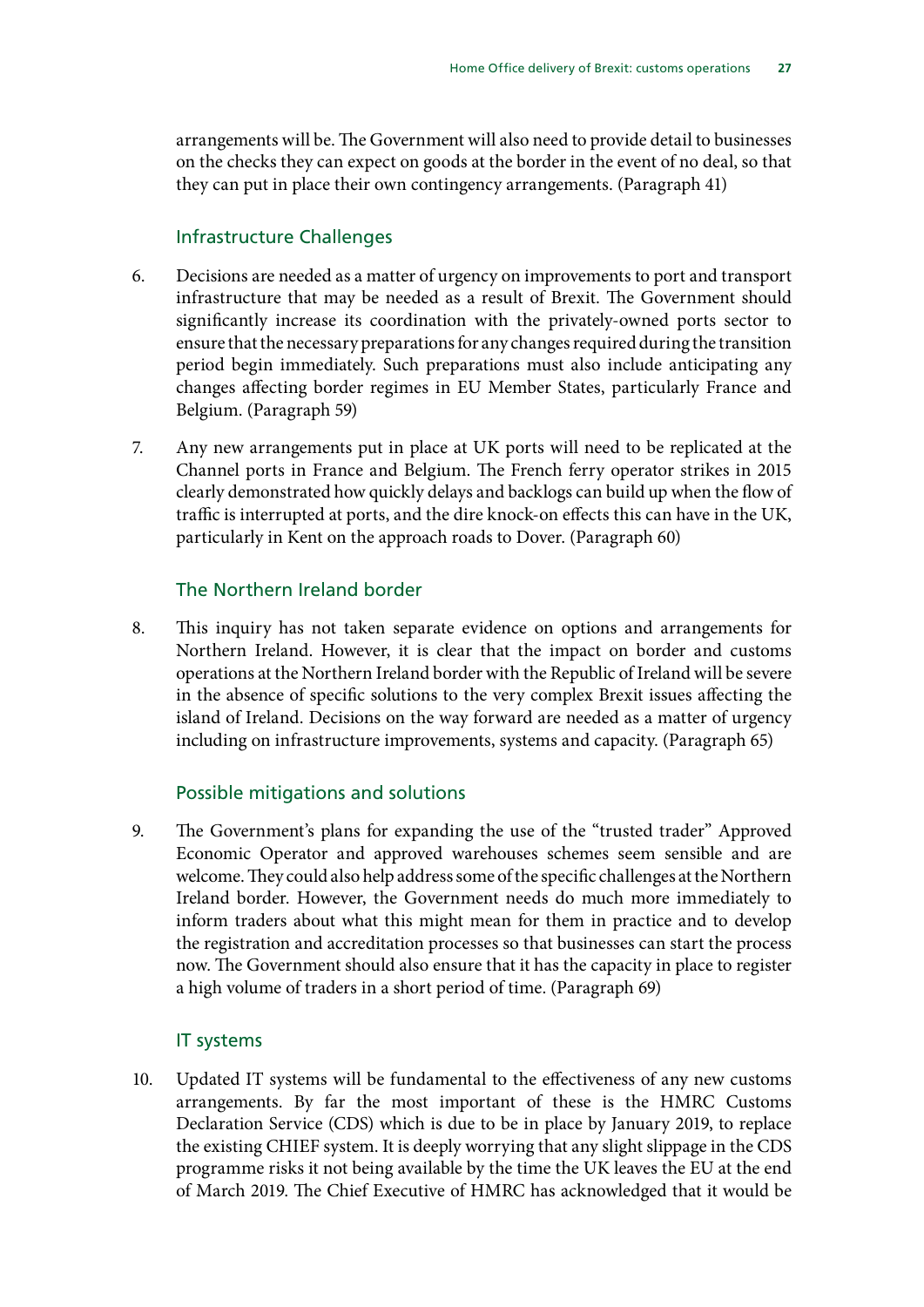arrangements will be. The Government will also need to provide detail to businesses on the checks they can expect on goods at the border in the event of no deal, so that they can put in place their own contingency arrangements. (Paragraph 41)

### Infrastructure Challenges

6. Decisions are needed as a matter of urgency on improvements to port and transport infrastructure that may be needed as a result of Brexit. The Government should significantly increase its coordination with the privately-owned ports sector to ensure that the necessary preparations for any changes required during the transition period begin immediately. Such preparations must also include anticipating any changes affecting border regimes in EU Member States, particularly France and Belgium. (Paragraph 59)

7. Any new arrangements put in place at UK ports will need to be replicated at the Channel ports in France and Belgium. The French ferry operator strikes in 2015 clearly demonstrated how quickly delays and backlogs can build up when the flow of traffic is interrupted at ports, and the dire knock-on effects this can have in the UK, particularly in Kent on the approach roads to Dover. (Paragraph 60)

### The Northern Ireland border

8. This inquiry has not taken separate evidence on options and arrangements for Northern Ireland. However, it is clear that the impact on border and customs operations at the Northern Ireland border with the Republic of Ireland will be severe in the absence of specific solutions to the very complex Brexit issues affecting the island of Ireland. Decisions on the way forward are needed as a matter of urgency including on infrastructure improvements, systems and capacity. (Paragraph 65)

### Possible mitigations and solutions

9. The Government's plans for expanding the use of the "trusted trader" Approved Economic Operator and approved warehouses schemes seem sensible and are welcome. They could also help address some of the specific challenges at the Northern Ireland border. However, the Government needs do much more immediately to inform traders about what this might mean for them in practice and to develop the registration and accreditation processes so that businesses can start the process now. The Government should also ensure that it has the capacity in place to register a high volume of traders in a short period of time. (Paragraph 69)

### IT systems

10. Updated IT systems will be fundamental to the effectiveness of any new customs arrangements. By far the most important of these is the HMRC Customs Declaration Service (CDS) which is due to be in place by January 2019, to replace the existing CHIEF system. It is deeply worrying that any slight slippage in the CDS programme risks it not being available by the time the UK leaves the EU at the end of March 2019. The Chief Executive of HMRC has acknowledged that it would be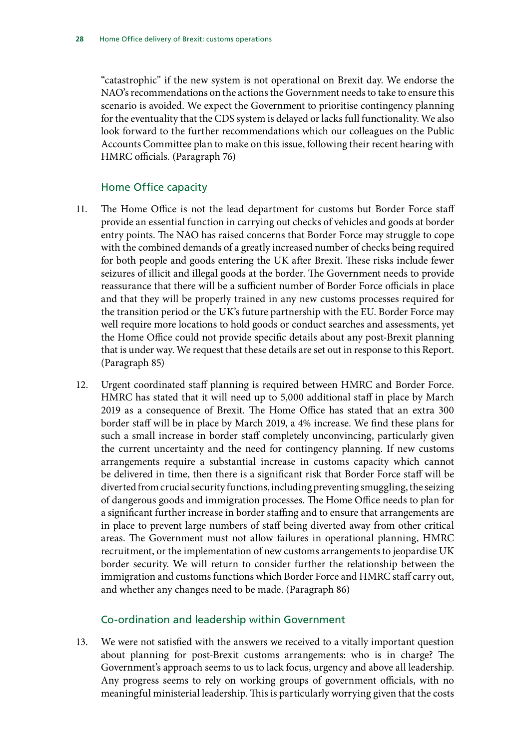"catastrophic" if the new system is not operational on Brexit day. We endorse the NAO's recommendations on the actions the Government needs to take to ensure this scenario is avoided. We expect the Government to prioritise contingency planning for the eventuality that the CDS system is delayed or lacks full functionality. We also look forward to the further recommendations which our colleagues on the Public Accounts Committee plan to make on this issue, following their recent hearing with HMRC officials. (Paragraph 76)

### Home Office capacity

11. The Home Office is not the lead department for customs but Border Force staff provide an essential function in carrying out checks of vehicles and goods at border entry points. The NAO has raised concerns that Border Force may struggle to cope with the combined demands of a greatly increased number of checks being required for both people and goods entering the UK after Brexit. These risks include fewer seizures of illicit and illegal goods at the border. The Government needs to provide reassurance that there will be a sufficient number of Border Force officials in place and that they will be properly trained in any new customs processes required for the transition period or the UK's future partnership with the EU. Border Force may well require more locations to hold goods or conduct searches and assessments, yet the Home Office could not provide specific details about any post-Brexit planning that is under way. We request that these details are set out in response to this Report. (Paragraph 85)

12. Urgent coordinated staff planning is required between HMRC and Border Force. HMRC has stated that it will need up to 5,000 additional staff in place by March 2019 as a consequence of Brexit. The Home Office has stated that an extra 300 border staff will be in place by March 2019, a 4% increase. We find these plans for such a small increase in border staff completely unconvincing, particularly given the current uncertainty and the need for contingency planning. If new customs arrangements require a substantial increase in customs capacity which cannot be delivered in time, then there is a significant risk that Border Force staff will be diverted from crucial security functions, including preventing smuggling, the seizing of dangerous goods and immigration processes. The Home Office needs to plan for a significant further increase in border staffing and to ensure that arrangements are in place to prevent large numbers of staff being diverted away from other critical areas. The Government must not allow failures in operational planning, HMRC recruitment, or the implementation of new customs arrangements to jeopardise UK border security. We will return to consider further the relationship between the immigration and customs functions which Border Force and HMRC staff carry out, and whether any changes need to be made. (Paragraph 86)

### Co-ordination and leadership within Government

13. We were not satisfied with the answers we received to a vitally important question about planning for post-Brexit customs arrangements: who is in charge? The Government's approach seems to us to lack focus, urgency and above all leadership. Any progress seems to rely on working groups of government officials, with no meaningful ministerial leadership. This is particularly worrying given that the costs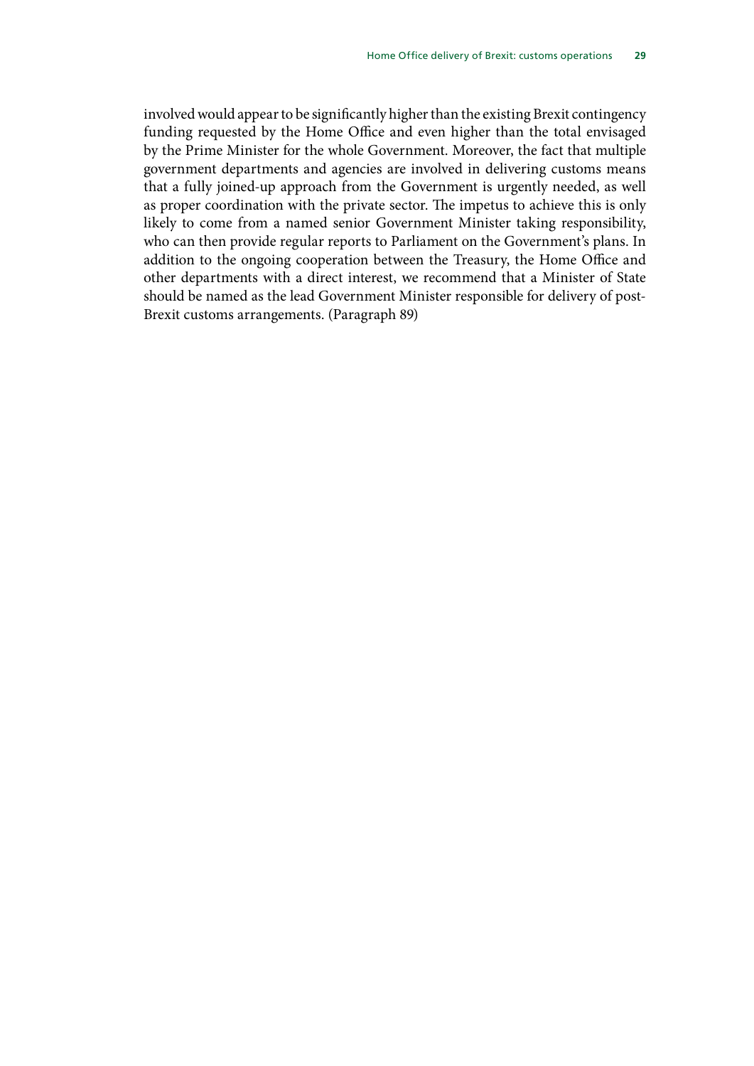involved would appear to be significantly higher than the existing Brexit contingency funding requested by the Home Office and even higher than the total envisaged by the Prime Minister for the whole Government. Moreover, the fact that multiple government departments and agencies are involved in delivering customs means that a fully joined-up approach from the Government is urgently needed, as well as proper coordination with the private sector. The impetus to achieve this is only likely to come from a named senior Government Minister taking responsibility, who can then provide regular reports to Parliament on the Government's plans. In addition to the ongoing cooperation between the Treasury, the Home Office and other departments with a direct interest, we recommend that a Minister of State should be named as the lead Government Minister responsible for delivery of post-Brexit customs arrangements. (Paragraph 89)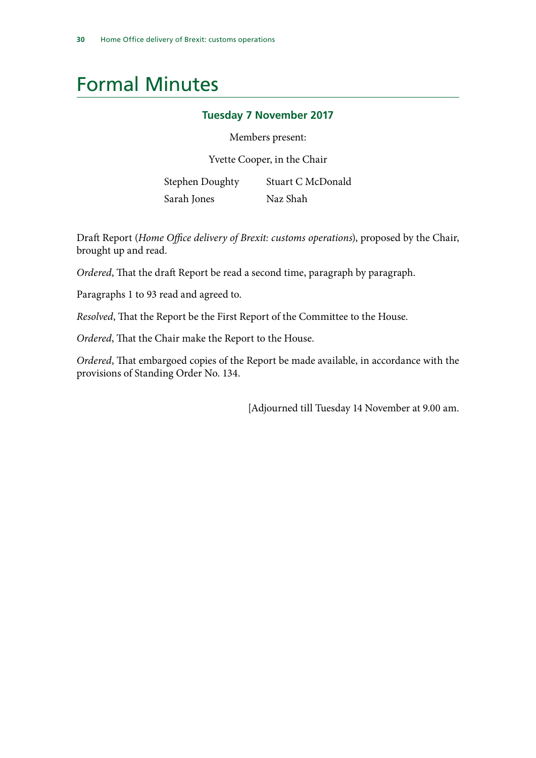# Formal Minutes

### Tuesday 7 November 2017

Members present:

Yvette Cooper, in the Chair

Stephen Doughty  
Sarah Jones  
Stuart C McDonald  
Naz Shah

Draft Report (*Home Office delivery of Brexit: customs operations*), proposed by the Chair, brought up and read.

*Ordered*, That the draft Report be read a second time, paragraph by paragraph.

Paragraphs 1 to 93 read and agreed to.

*Resolved*, That the Report be the First Report of the Committee to the House.

*Ordered*, That the Chair make the Report to the House.

*Ordered*, That embargoed copies of the Report be made available, in accordance with the provisions of Standing Order No. 134.

[Adjourned till Tuesday 14 November at 9.00 am.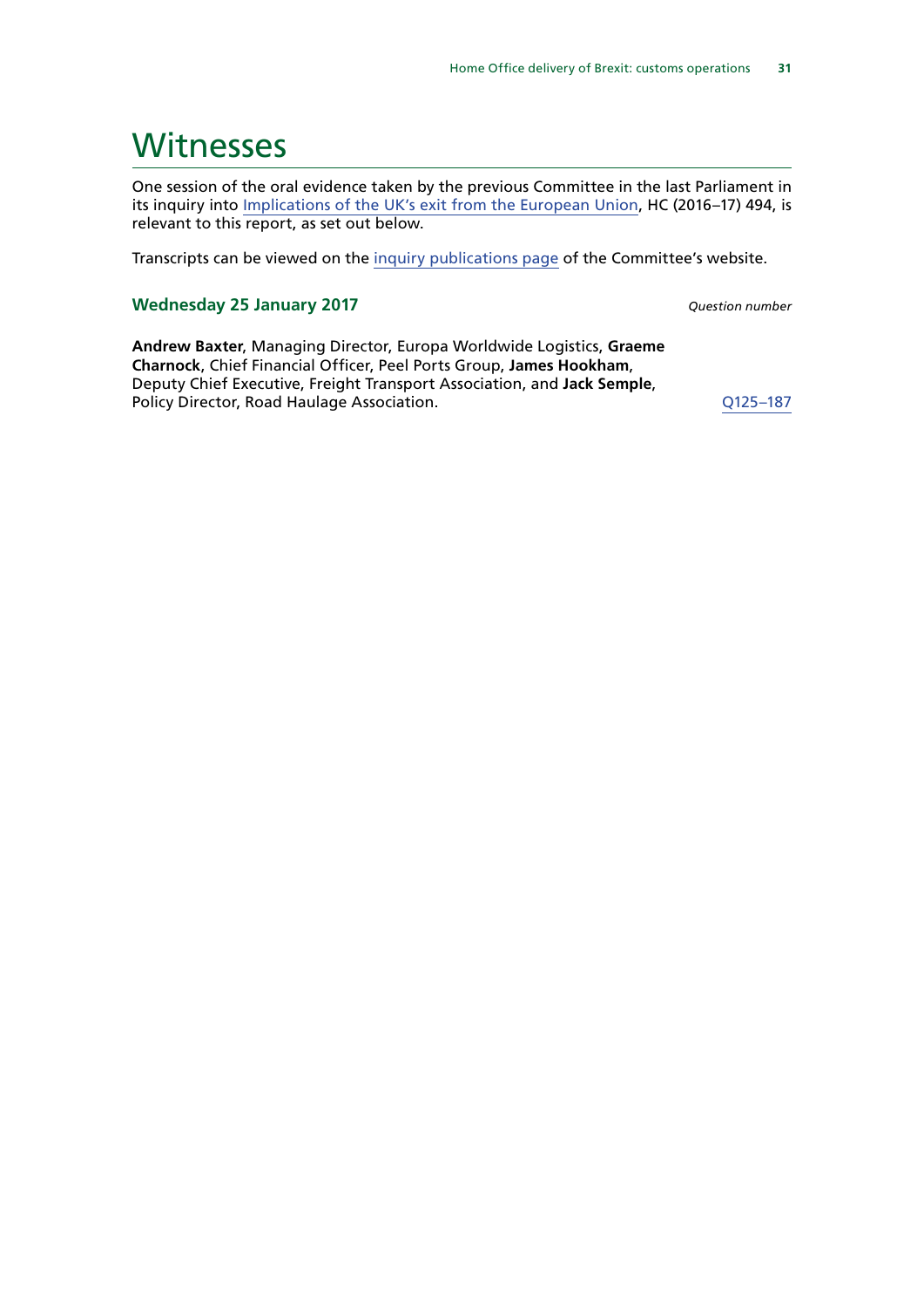# Witnesses

One session of the oral evidence taken by the previous Committee in the last Parliament in its inquiry into Implications of the UK's exit from the European Union, HC (2016–17) 494, is relevant to this report, as set out below.

Transcripts can be viewed on the inquiry publications page of the Committee's website.

### Wednesday 25 January 2017

*Question number*

**Andrew Baxter**, Managing Director, Europa Worldwide Logistics, **Graeme Charnock**, Chief Financial Officer, Peel Ports Group, **James Hookham**, Deputy Chief Executive, Freight Transport Association, and **Jack Semple**, Policy Director, Road Haulage Association. Q125–187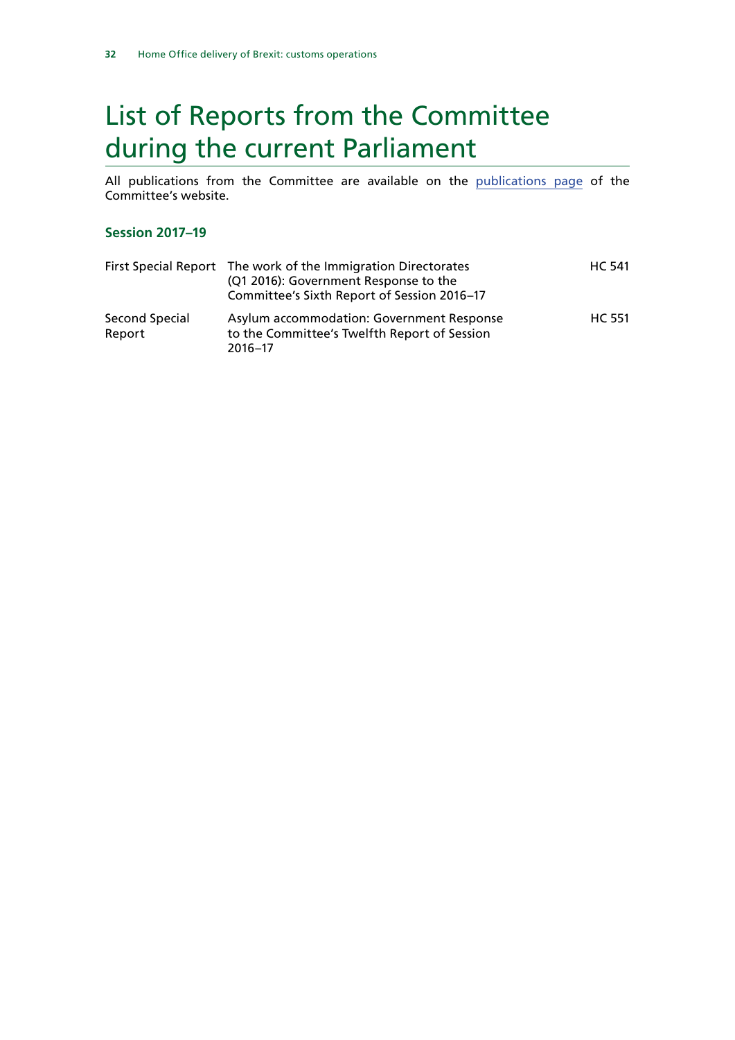# List of Reports from the Committee during the current Parliament

All publications from the Committee are available on the publications page of the Committee's website.

### Session 2017–19

| | | |
|---|---|---|
| First Special Report | The work of the Immigration Directorates (Q1 2016): Government Response to the Committee's Sixth Report of Session 2016–17 | HC 541 |
| Second Special Report | Asylum accommodation: Government Response to the Committee's Twelfth Report of Session 2016–17 | HC 551 |